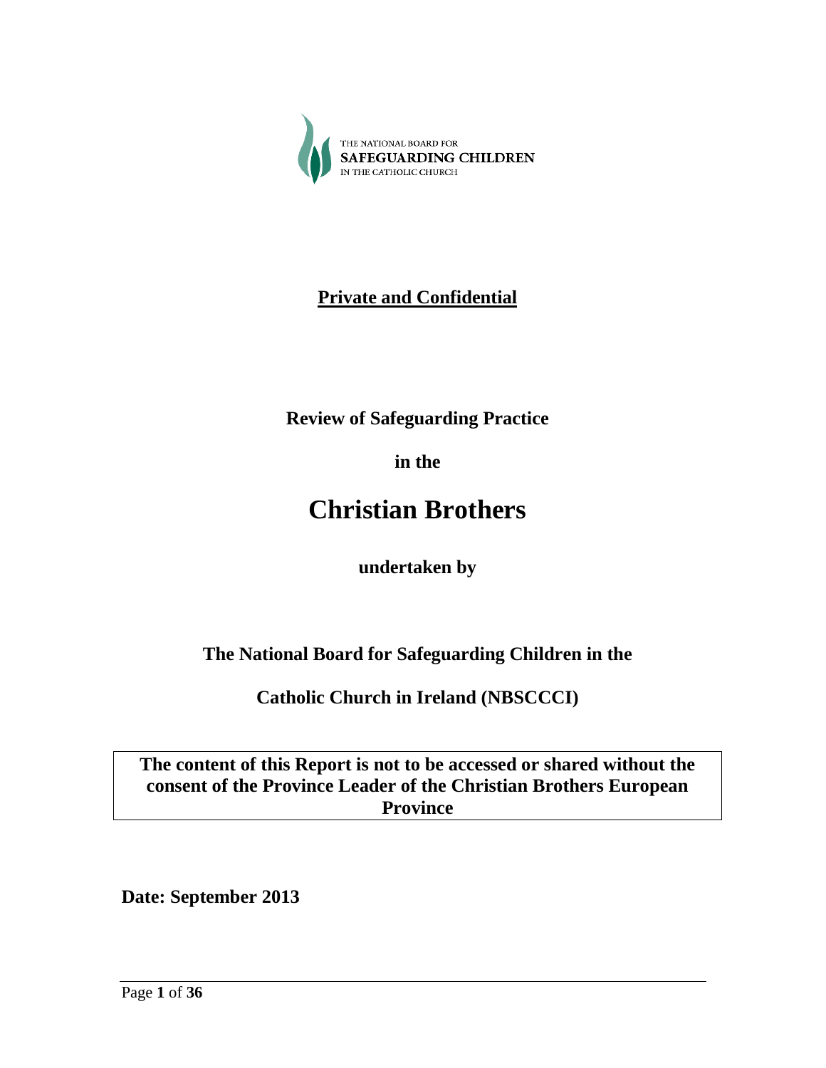THE NATIONAL BOARD FOR
SAFEGUARDING CHILDREN
IN THE CATHOLIC CHURCH

**Private and Confidential**

**Review of Safeguarding Practice**

**in the**

# Christian Brothers

**undertaken by**

**The National Board for Safeguarding Children in the**

**Catholic Church in Ireland (NBSCCCI)**

**The content of this Report is not to be accessed or shared without the consent of the Province Leader of the Christian Brothers European Province**

**Date: September 2013**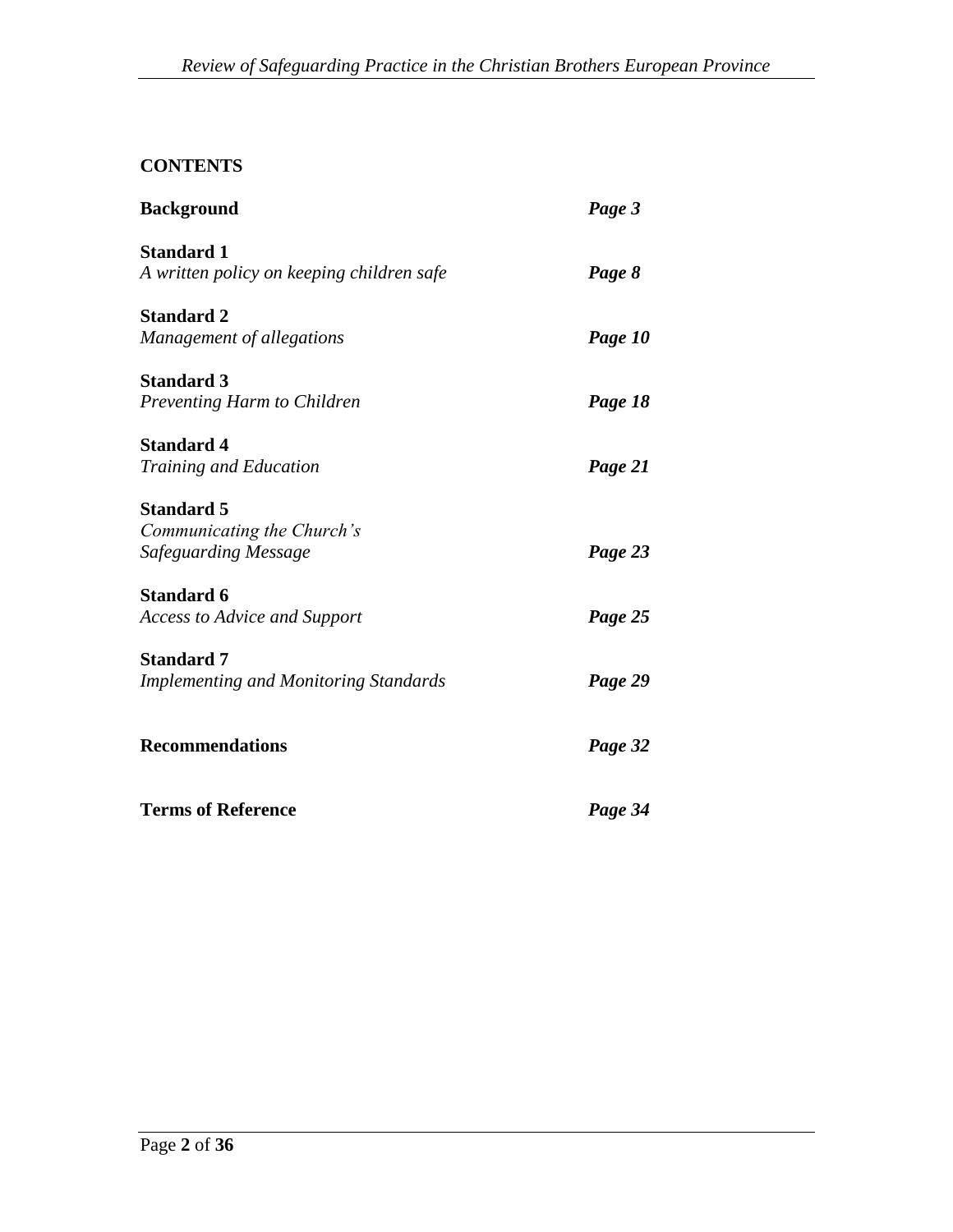**CONTENTS**

| | |
|---|---|
| **Background** | ***Page 3*** |
| **Standard 1**<br>*A written policy on keeping children safe* | ***Page 8*** |
| **Standard 2**<br>*Management of allegations* | ***Page 10*** |
| **Standard 3**<br>*Preventing Harm to Children* | ***Page 18*** |
| **Standard 4**<br>*Training and Education* | ***Page 21*** |
| **Standard 5**<br>*Communicating the Church's Safeguarding Message* | ***Page 23*** |
| **Standard 6**<br>*Access to Advice and Support* | ***Page 25*** |
| **Standard 7**<br>*Implementing and Monitoring Standards* | ***Page 29*** |
| **Recommendations** | ***Page 32*** |
| **Terms of Reference** | ***Page 34*** |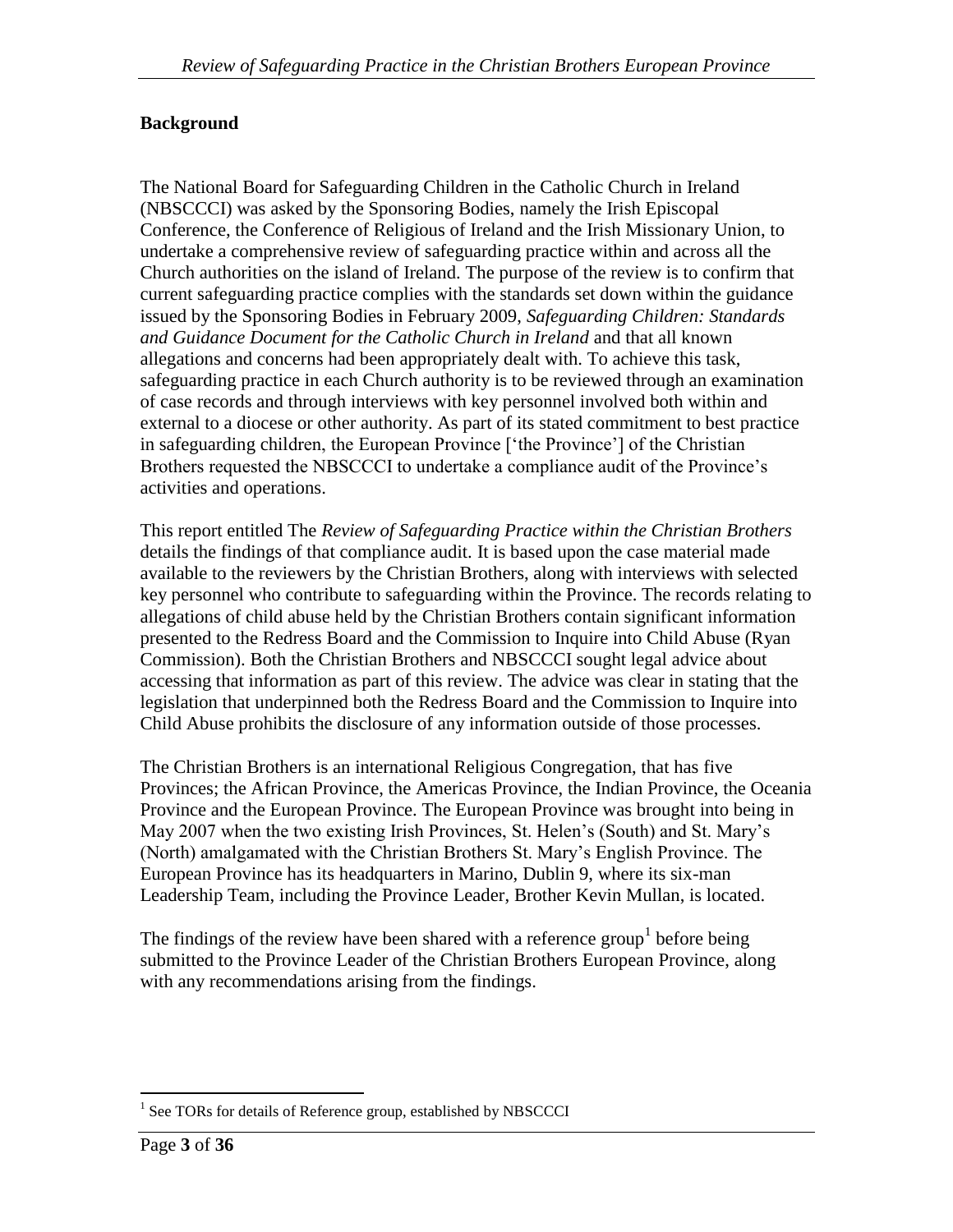## Background

The National Board for Safeguarding Children in the Catholic Church in Ireland (NBSCCCI) was asked by the Sponsoring Bodies, namely the Irish Episcopal Conference, the Conference of Religious of Ireland and the Irish Missionary Union, to undertake a comprehensive review of safeguarding practice within and across all the Church authorities on the island of Ireland. The purpose of the review is to confirm that current safeguarding practice complies with the standards set down within the guidance issued by the Sponsoring Bodies in February 2009, *Safeguarding Children: Standards and Guidance Document for the Catholic Church in Ireland* and that all known allegations and concerns had been appropriately dealt with. To achieve this task, safeguarding practice in each Church authority is to be reviewed through an examination of case records and through interviews with key personnel involved both within and external to a diocese or other authority. As part of its stated commitment to best practice in safeguarding children, the European Province ['the Province'] of the Christian Brothers requested the NBSCCCI to undertake a compliance audit of the Province's activities and operations.

This report entitled The *Review of Safeguarding Practice within the Christian Brothers* details the findings of that compliance audit. It is based upon the case material made available to the reviewers by the Christian Brothers, along with interviews with selected key personnel who contribute to safeguarding within the Province. The records relating to allegations of child abuse held by the Christian Brothers contain significant information presented to the Redress Board and the Commission to Inquire into Child Abuse (Ryan Commission). Both the Christian Brothers and NBSCCCI sought legal advice about accessing that information as part of this review. The advice was clear in stating that the legislation that underpinned both the Redress Board and the Commission to Inquire into Child Abuse prohibits the disclosure of any information outside of those processes.

The Christian Brothers is an international Religious Congregation, that has five Provinces; the African Province, the Americas Province, the Indian Province, the Oceania Province and the European Province. The European Province was brought into being in May 2007 when the two existing Irish Provinces, St. Helen's (South) and St. Mary's (North) amalgamated with the Christian Brothers St. Mary's English Province. The European Province has its headquarters in Marino, Dublin 9, where its six-man Leadership Team, including the Province Leader, Brother Kevin Mullan, is located.

The findings of the review have been shared with a reference group[1] before being submitted to the Province Leader of the Christian Brothers European Province, along with any recommendations arising from the findings.

---

[1] See TORs for details of Reference group, established by NBSCCCI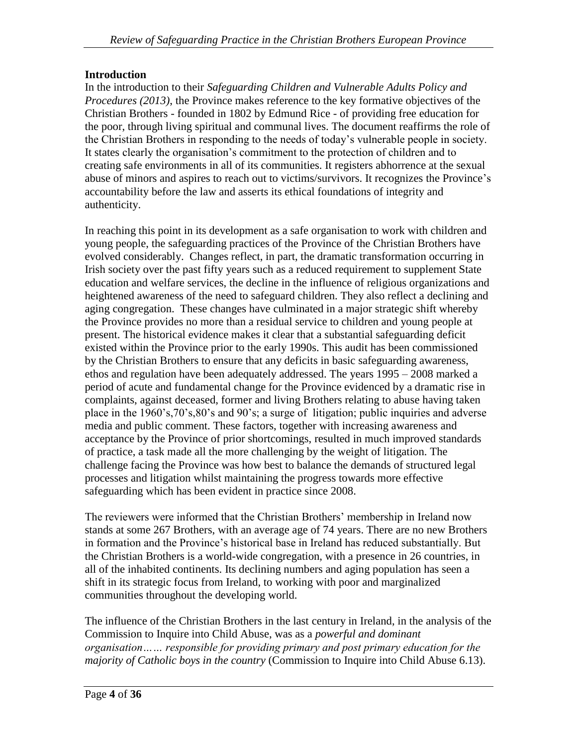**Introduction**

In the introduction to their *Safeguarding Children and Vulnerable Adults Policy and Procedures (2013)*, the Province makes reference to the key formative objectives of the Christian Brothers - founded in 1802 by Edmund Rice - of providing free education for the poor, through living spiritual and communal lives. The document reaffirms the role of the Christian Brothers in responding to the needs of today's vulnerable people in society. It states clearly the organisation's commitment to the protection of children and to creating safe environments in all of its communities. It registers abhorrence at the sexual abuse of minors and aspires to reach out to victims/survivors. It recognizes the Province's accountability before the law and asserts its ethical foundations of integrity and authenticity.

In reaching this point in its development as a safe organisation to work with children and young people, the safeguarding practices of the Province of the Christian Brothers have evolved considerably. Changes reflect, in part, the dramatic transformation occurring in Irish society over the past fifty years such as a reduced requirement to supplement State education and welfare services, the decline in the influence of religious organizations and heightened awareness of the need to safeguard children. They also reflect a declining and aging congregation. These changes have culminated in a major strategic shift whereby the Province provides no more than a residual service to children and young people at present. The historical evidence makes it clear that a substantial safeguarding deficit existed within the Province prior to the early 1990s. This audit has been commissioned by the Christian Brothers to ensure that any deficits in basic safeguarding awareness, ethos and regulation have been adequately addressed. The years 1995 – 2008 marked a period of acute and fundamental change for the Province evidenced by a dramatic rise in complaints, against deceased, former and living Brothers relating to abuse having taken place in the 1960's,70's,80's and 90's; a surge of litigation; public inquiries and adverse media and public comment. These factors, together with increasing awareness and acceptance by the Province of prior shortcomings, resulted in much improved standards of practice, a task made all the more challenging by the weight of litigation. The challenge facing the Province was how best to balance the demands of structured legal processes and litigation whilst maintaining the progress towards more effective safeguarding which has been evident in practice since 2008.

The reviewers were informed that the Christian Brothers' membership in Ireland now stands at some 267 Brothers, with an average age of 74 years. There are no new Brothers in formation and the Province's historical base in Ireland has reduced substantially. But the Christian Brothers is a world-wide congregation, with a presence in 26 countries, in all of the inhabited continents. Its declining numbers and aging population has seen a shift in its strategic focus from Ireland, to working with poor and marginalized communities throughout the developing world.

The influence of the Christian Brothers in the last century in Ireland, in the analysis of the Commission to Inquire into Child Abuse, was as a *powerful and dominant organisation…… responsible for providing primary and post primary education for the majority of Catholic boys in the country* (Commission to Inquire into Child Abuse 6.13).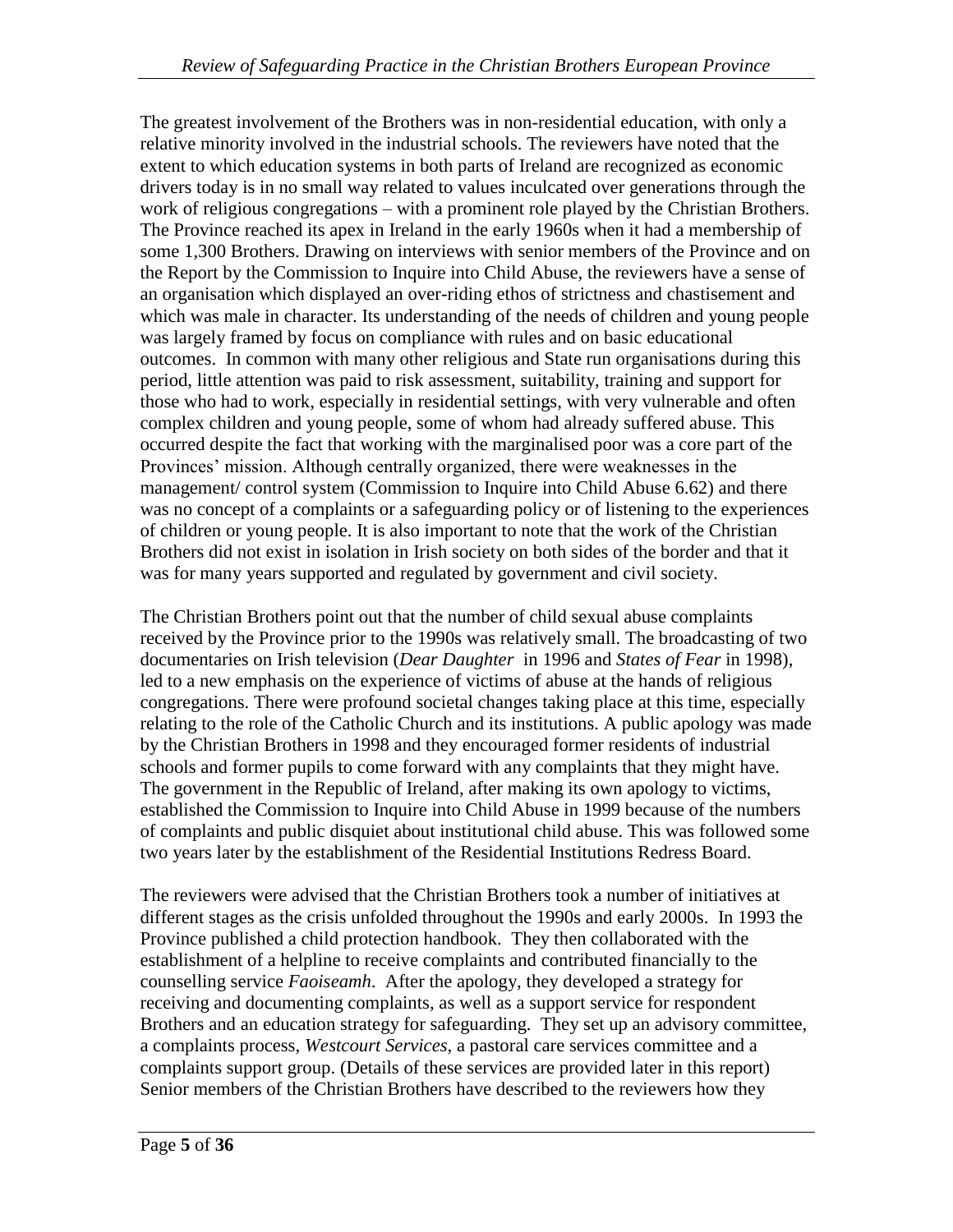The greatest involvement of the Brothers was in non-residential education, with only a relative minority involved in the industrial schools. The reviewers have noted that the extent to which education systems in both parts of Ireland are recognized as economic drivers today is in no small way related to values inculcated over generations through the work of religious congregations – with a prominent role played by the Christian Brothers. The Province reached its apex in Ireland in the early 1960s when it had a membership of some 1,300 Brothers. Drawing on interviews with senior members of the Province and on the Report by the Commission to Inquire into Child Abuse, the reviewers have a sense of an organisation which displayed an over-riding ethos of strictness and chastisement and which was male in character. Its understanding of the needs of children and young people was largely framed by focus on compliance with rules and on basic educational outcomes. In common with many other religious and State run organisations during this period, little attention was paid to risk assessment, suitability, training and support for those who had to work, especially in residential settings, with very vulnerable and often complex children and young people, some of whom had already suffered abuse. This occurred despite the fact that working with the marginalised poor was a core part of the Provinces' mission. Although centrally organized, there were weaknesses in the management/ control system (Commission to Inquire into Child Abuse 6.62) and there was no concept of a complaints or a safeguarding policy or of listening to the experiences of children or young people. It is also important to note that the work of the Christian Brothers did not exist in isolation in Irish society on both sides of the border and that it was for many years supported and regulated by government and civil society.

The Christian Brothers point out that the number of child sexual abuse complaints received by the Province prior to the 1990s was relatively small. The broadcasting of two documentaries on Irish television (*Dear Daughter* in 1996 and *States of Fear* in 1998), led to a new emphasis on the experience of victims of abuse at the hands of religious congregations. There were profound societal changes taking place at this time, especially relating to the role of the Catholic Church and its institutions. A public apology was made by the Christian Brothers in 1998 and they encouraged former residents of industrial schools and former pupils to come forward with any complaints that they might have. The government in the Republic of Ireland, after making its own apology to victims, established the Commission to Inquire into Child Abuse in 1999 because of the numbers of complaints and public disquiet about institutional child abuse. This was followed some two years later by the establishment of the Residential Institutions Redress Board.

The reviewers were advised that the Christian Brothers took a number of initiatives at different stages as the crisis unfolded throughout the 1990s and early 2000s. In 1993 the Province published a child protection handbook. They then collaborated with the establishment of a helpline to receive complaints and contributed financially to the counselling service *Faoiseamh*. After the apology, they developed a strategy for receiving and documenting complaints, as well as a support service for respondent Brothers and an education strategy for safeguarding. They set up an advisory committee, a complaints process, *Westcourt Services*, a pastoral care services committee and a complaints support group. (Details of these services are provided later in this report) Senior members of the Christian Brothers have described to the reviewers how they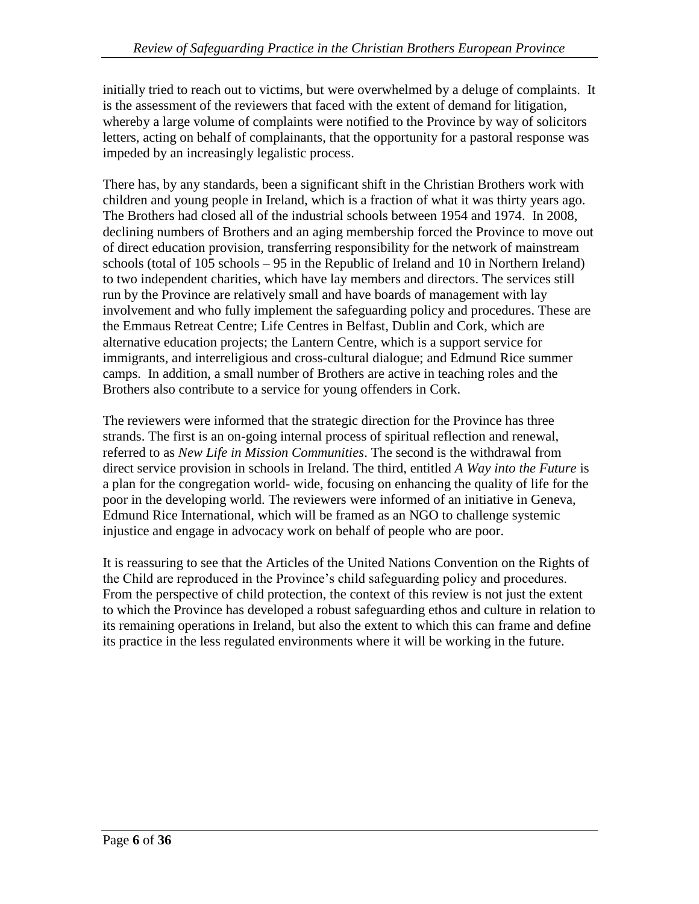initially tried to reach out to victims, but were overwhelmed by a deluge of complaints. It is the assessment of the reviewers that faced with the extent of demand for litigation, whereby a large volume of complaints were notified to the Province by way of solicitors letters, acting on behalf of complainants, that the opportunity for a pastoral response was impeded by an increasingly legalistic process.

There has, by any standards, been a significant shift in the Christian Brothers work with children and young people in Ireland, which is a fraction of what it was thirty years ago. The Brothers had closed all of the industrial schools between 1954 and 1974. In 2008, declining numbers of Brothers and an aging membership forced the Province to move out of direct education provision, transferring responsibility for the network of mainstream schools (total of 105 schools – 95 in the Republic of Ireland and 10 in Northern Ireland) to two independent charities, which have lay members and directors. The services still run by the Province are relatively small and have boards of management with lay involvement and who fully implement the safeguarding policy and procedures. These are the Emmaus Retreat Centre; Life Centres in Belfast, Dublin and Cork, which are alternative education projects; the Lantern Centre, which is a support service for immigrants, and interreligious and cross-cultural dialogue; and Edmund Rice summer camps. In addition, a small number of Brothers are active in teaching roles and the Brothers also contribute to a service for young offenders in Cork.

The reviewers were informed that the strategic direction for the Province has three strands. The first is an on-going internal process of spiritual reflection and renewal, referred to as *New Life in Mission Communities*. The second is the withdrawal from direct service provision in schools in Ireland. The third, entitled *A Way into the Future* is a plan for the congregation world- wide, focusing on enhancing the quality of life for the poor in the developing world. The reviewers were informed of an initiative in Geneva, Edmund Rice International, which will be framed as an NGO to challenge systemic injustice and engage in advocacy work on behalf of people who are poor.

It is reassuring to see that the Articles of the United Nations Convention on the Rights of the Child are reproduced in the Province's child safeguarding policy and procedures. From the perspective of child protection, the context of this review is not just the extent to which the Province has developed a robust safeguarding ethos and culture in relation to its remaining operations in Ireland, but also the extent to which this can frame and define its practice in the less regulated environments where it will be working in the future.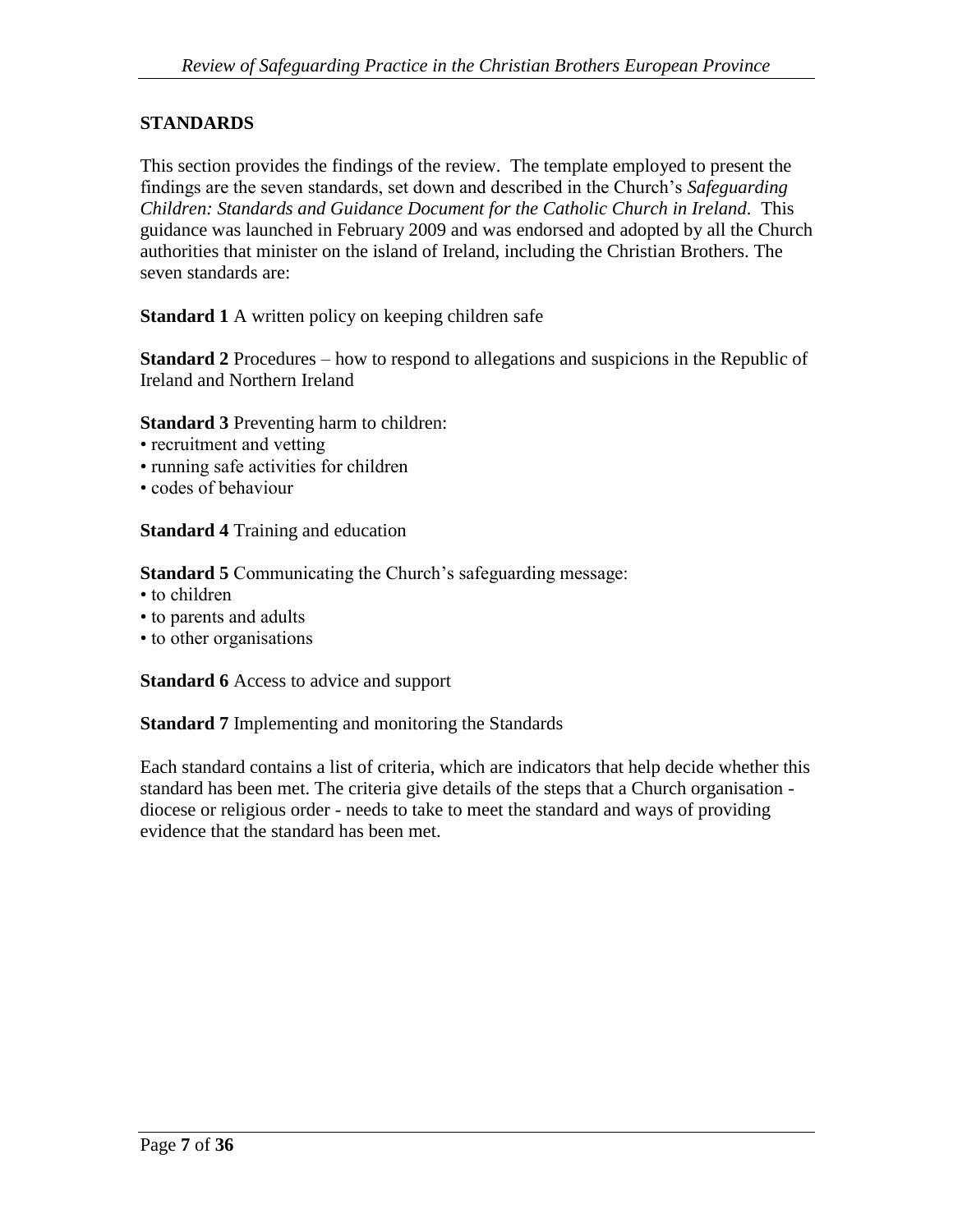## STANDARDS

This section provides the findings of the review. The template employed to present the findings are the seven standards, set down and described in the Church's *Safeguarding Children: Standards and Guidance Document for the Catholic Church in Ireland*. This guidance was launched in February 2009 and was endorsed and adopted by all the Church authorities that minister on the island of Ireland, including the Christian Brothers. The seven standards are:

**Standard 1** A written policy on keeping children safe

**Standard 2** Procedures – how to respond to allegations and suspicions in the Republic of Ireland and Northern Ireland

**Standard 3** Preventing harm to children:

- recruitment and vetting
- running safe activities for children
- codes of behaviour

**Standard 4** Training and education

**Standard 5** Communicating the Church's safeguarding message:

- to children
- to parents and adults
- to other organisations

**Standard 6** Access to advice and support

**Standard 7** Implementing and monitoring the Standards

Each standard contains a list of criteria, which are indicators that help decide whether this standard has been met. The criteria give details of the steps that a Church organisation - diocese or religious order - needs to take to meet the standard and ways of providing evidence that the standard has been met.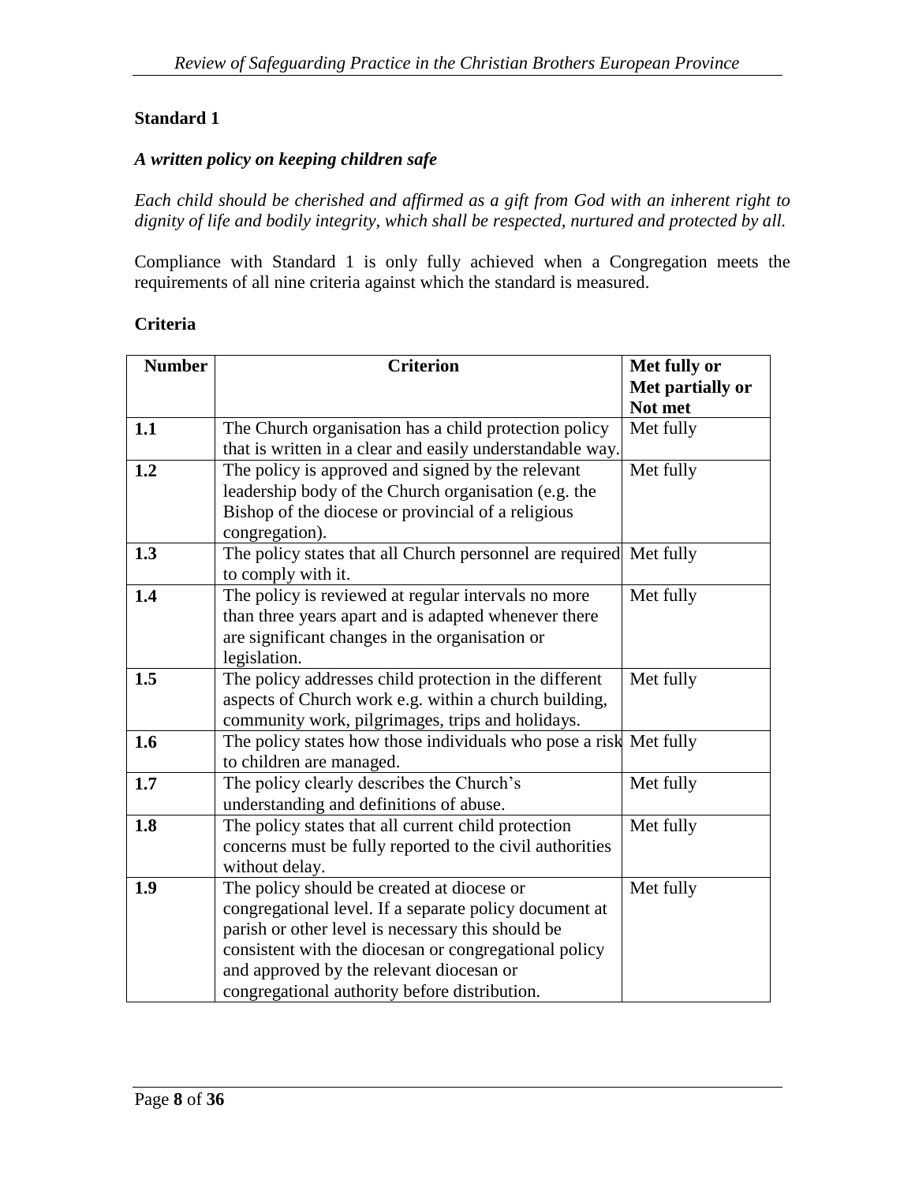## Standard 1

### *A written policy on keeping children safe*

*Each child should be cherished and affirmed as a gift from God with an inherent right to dignity of life and bodily integrity, which shall be respected, nurtured and protected by all.*

Compliance with Standard 1 is only fully achieved when a Congregation meets the requirements of all nine criteria against which the standard is measured.

### Criteria

| Number | Criterion | Met fully or Met partially or Not met |
|---|---|---|
| 1.1 | The Church organisation has a child protection policy that is written in a clear and easily understandable way. | Met fully |
| 1.2 | The policy is approved and signed by the relevant leadership body of the Church organisation (e.g. the Bishop of the diocese or provincial of a religious congregation). | Met fully |
| 1.3 | The policy states that all Church personnel are required to comply with it. | Met fully |
| 1.4 | The policy is reviewed at regular intervals no more than three years apart and is adapted whenever there are significant changes in the organisation or legislation. | Met fully |
| 1.5 | The policy addresses child protection in the different aspects of Church work e.g. within a church building, community work, pilgrimages, trips and holidays. | Met fully |
| 1.6 | The policy states how those individuals who pose a risk to children are managed. | Met fully |
| 1.7 | The policy clearly describes the Church's understanding and definitions of abuse. | Met fully |
| 1.8 | The policy states that all current child protection concerns must be fully reported to the civil authorities without delay. | Met fully |
| 1.9 | The policy should be created at diocese or congregational level. If a separate policy document at parish or other level is necessary this should be consistent with the diocesan or congregational policy and approved by the relevant diocesan or congregational authority before distribution. | Met fully |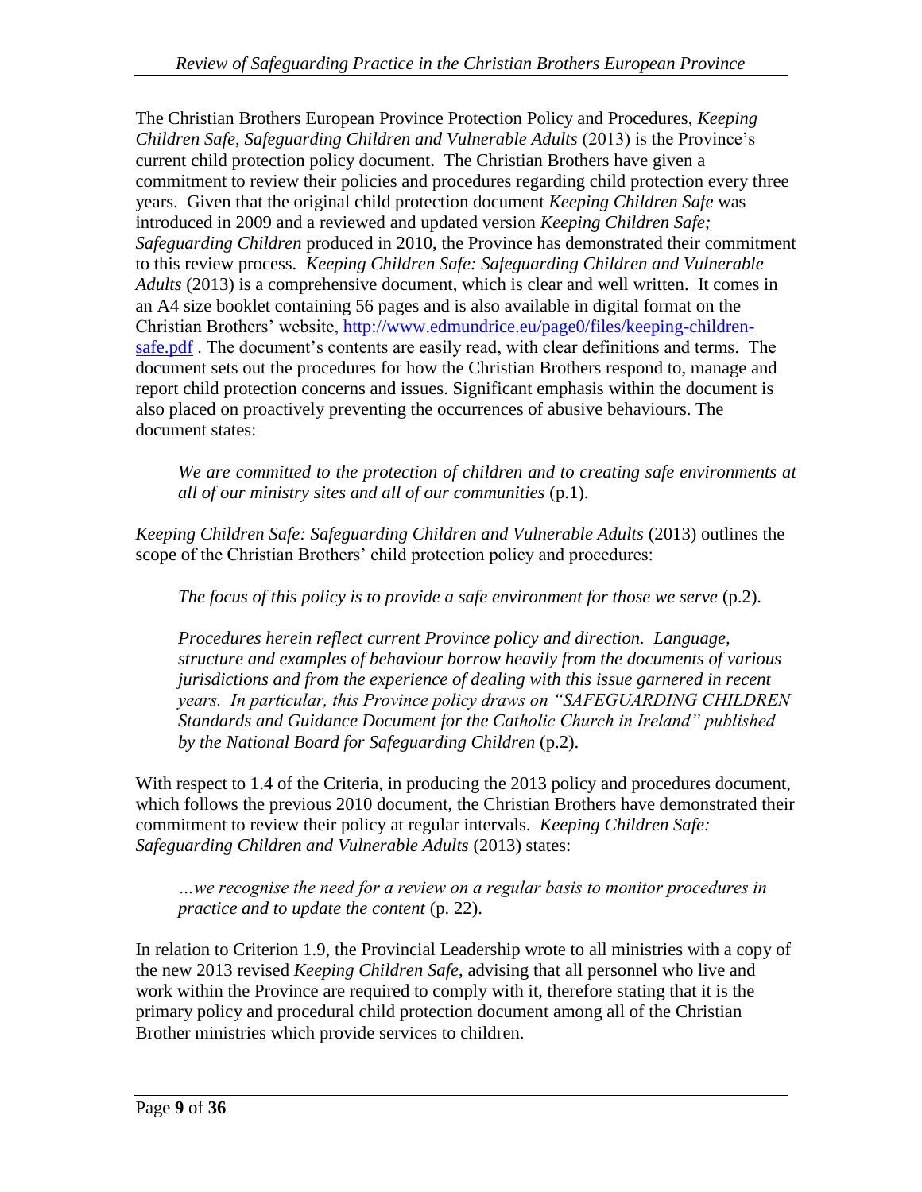The Christian Brothers European Province Protection Policy and Procedures, *Keeping Children Safe, Safeguarding Children and Vulnerable Adults* (2013) is the Province's current child protection policy document. The Christian Brothers have given a commitment to review their policies and procedures regarding child protection every three years. Given that the original child protection document *Keeping Children Safe* was introduced in 2009 and a reviewed and updated version *Keeping Children Safe; Safeguarding Children* produced in 2010, the Province has demonstrated their commitment to this review process. *Keeping Children Safe: Safeguarding Children and Vulnerable Adults* (2013) is a comprehensive document, which is clear and well written. It comes in an A4 size booklet containing 56 pages and is also available in digital format on the Christian Brothers' website, [http://www.edmundrice.eu/page0/files/keeping-children-safe.pdf](http://www.edmundrice.eu/page0/files/keeping-children-safe.pdf) . The document's contents are easily read, with clear definitions and terms. The document sets out the procedures for how the Christian Brothers respond to, manage and report child protection concerns and issues. Significant emphasis within the document is also placed on proactively preventing the occurrences of abusive behaviours. The document states:

> *We are committed to the protection of children and to creating safe environments at all of our ministry sites and all of our communities* (p.1).

*Keeping Children Safe: Safeguarding Children and Vulnerable Adults* (2013) outlines the scope of the Christian Brothers' child protection policy and procedures:

> *The focus of this policy is to provide a safe environment for those we serve* (p.2).
>
> *Procedures herein reflect current Province policy and direction. Language, structure and examples of behaviour borrow heavily from the documents of various jurisdictions and from the experience of dealing with this issue garnered in recent years. In particular, this Province policy draws on "SAFEGUARDING CHILDREN Standards and Guidance Document for the Catholic Church in Ireland" published by the National Board for Safeguarding Children* (p.2).

With respect to 1.4 of the Criteria, in producing the 2013 policy and procedures document, which follows the previous 2010 document, the Christian Brothers have demonstrated their commitment to review their policy at regular intervals. *Keeping Children Safe: Safeguarding Children and Vulnerable Adults* (2013) states:

> *…we recognise the need for a review on a regular basis to monitor procedures in practice and to update the content* (p. 22).

In relation to Criterion 1.9, the Provincial Leadership wrote to all ministries with a copy of the new 2013 revised *Keeping Children Safe*, advising that all personnel who live and work within the Province are required to comply with it, therefore stating that it is the primary policy and procedural child protection document among all of the Christian Brother ministries which provide services to children.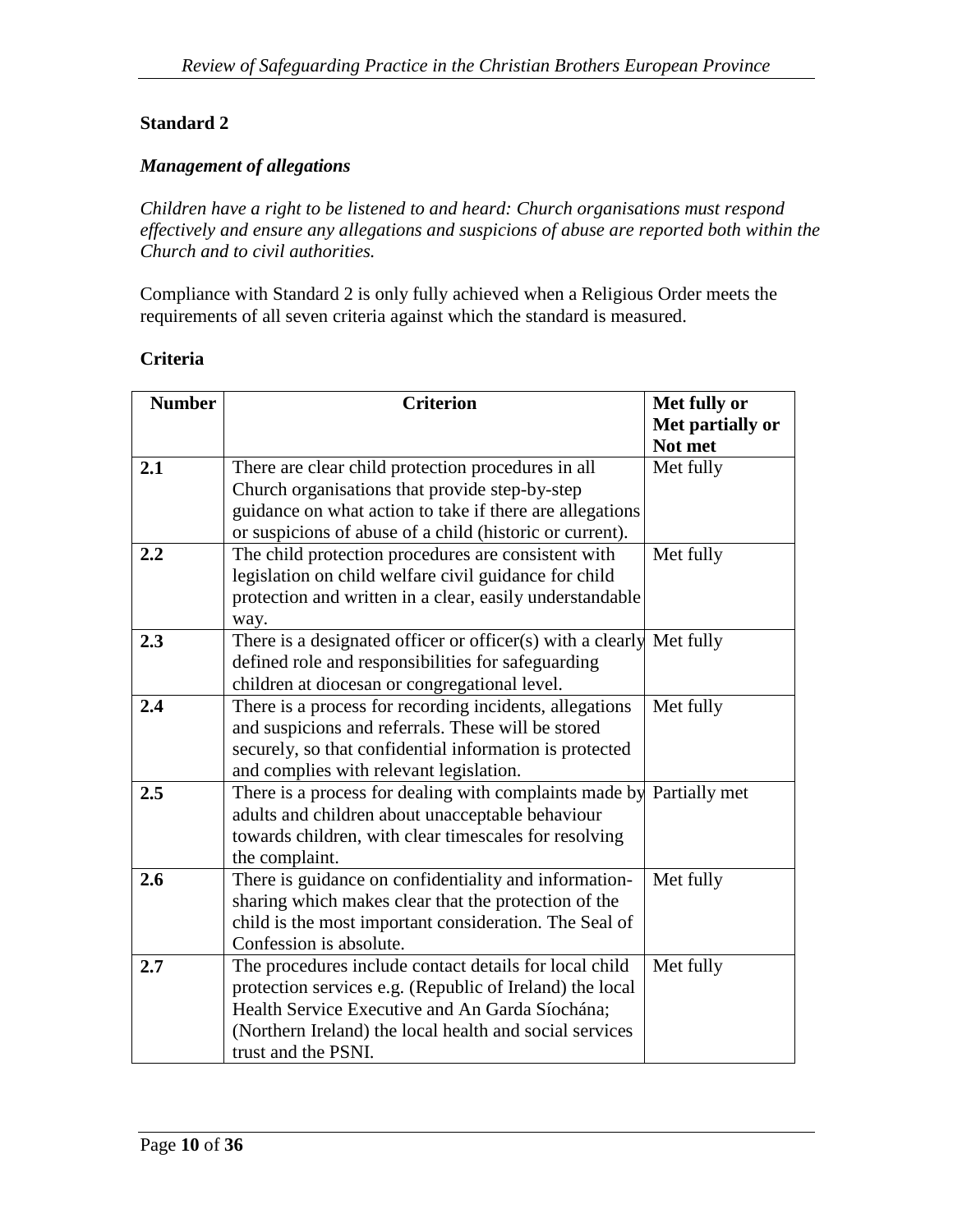**Standard 2**

***Management of allegations***

*Children have a right to be listened to and heard: Church organisations must respond effectively and ensure any allegations and suspicions of abuse are reported both within the Church and to civil authorities.*

Compliance with Standard 2 is only fully achieved when a Religious Order meets the requirements of all seven criteria against which the standard is measured.

**Criteria**

| Number | Criterion | Met fully or Met partially or Not met |
|---|---|---|
| **2.1** | There are clear child protection procedures in all Church organisations that provide step-by-step guidance on what action to take if there are allegations or suspicions of abuse of a child (historic or current). | Met fully |
| **2.2** | The child protection procedures are consistent with legislation on child welfare civil guidance for child protection and written in a clear, easily understandable way. | Met fully |
| **2.3** | There is a designated officer or officer(s) with a clearly defined role and responsibilities for safeguarding children at diocesan or congregational level. | Met fully |
| **2.4** | There is a process for recording incidents, allegations and suspicions and referrals. These will be stored securely, so that confidential information is protected and complies with relevant legislation. | Met fully |
| **2.5** | There is a process for dealing with complaints made by adults and children about unacceptable behaviour towards children, with clear timescales for resolving the complaint. | Partially met |
| **2.6** | There is guidance on confidentiality and information-sharing which makes clear that the protection of the child is the most important consideration. The Seal of Confession is absolute. | Met fully |
| **2.7** | The procedures include contact details for local child protection services e.g. (Republic of Ireland) the local Health Service Executive and An Garda Síochána; (Northern Ireland) the local health and social services trust and the PSNI. | Met fully |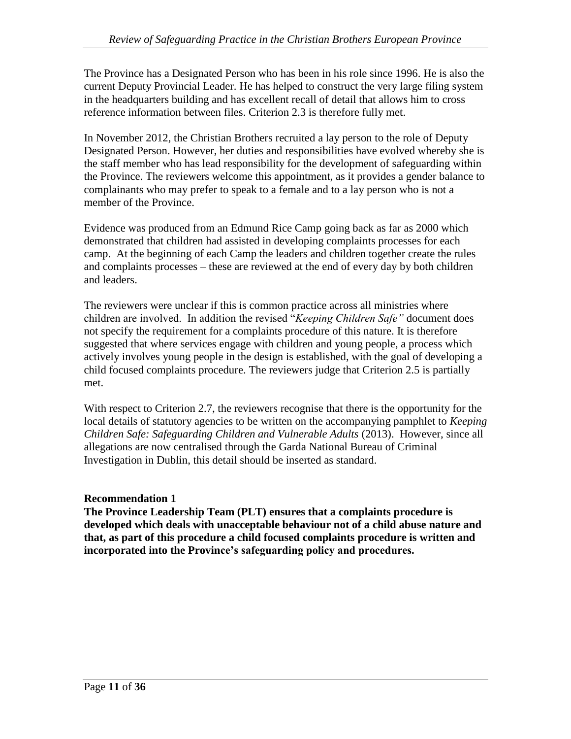The Province has a Designated Person who has been in his role since 1996. He is also the current Deputy Provincial Leader. He has helped to construct the very large filing system in the headquarters building and has excellent recall of detail that allows him to cross reference information between files. Criterion 2.3 is therefore fully met.

In November 2012, the Christian Brothers recruited a lay person to the role of Deputy Designated Person. However, her duties and responsibilities have evolved whereby she is the staff member who has lead responsibility for the development of safeguarding within the Province. The reviewers welcome this appointment, as it provides a gender balance to complainants who may prefer to speak to a female and to a lay person who is not a member of the Province.

Evidence was produced from an Edmund Rice Camp going back as far as 2000 which demonstrated that children had assisted in developing complaints processes for each camp. At the beginning of each Camp the leaders and children together create the rules and complaints processes – these are reviewed at the end of every day by both children and leaders.

The reviewers were unclear if this is common practice across all ministries where children are involved. In addition the revised "*Keeping Children Safe"* document does not specify the requirement for a complaints procedure of this nature. It is therefore suggested that where services engage with children and young people, a process which actively involves young people in the design is established, with the goal of developing a child focused complaints procedure. The reviewers judge that Criterion 2.5 is partially met.

With respect to Criterion 2.7, the reviewers recognise that there is the opportunity for the local details of statutory agencies to be written on the accompanying pamphlet to *Keeping Children Safe: Safeguarding Children and Vulnerable Adults* (2013). However, since all allegations are now centralised through the Garda National Bureau of Criminal Investigation in Dublin, this detail should be inserted as standard.

**Recommendation 1**

**The Province Leadership Team (PLT) ensures that a complaints procedure is developed which deals with unacceptable behaviour not of a child abuse nature and that, as part of this procedure a child focused complaints procedure is written and incorporated into the Province's safeguarding policy and procedures.**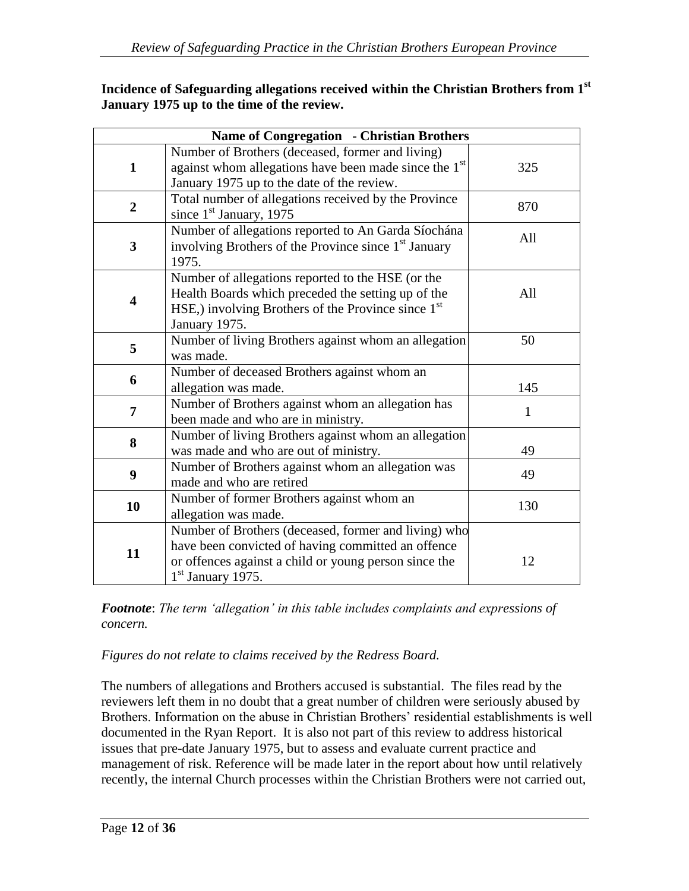**Incidence of Safeguarding allegations received within the Christian Brothers from 1st January 1975 up to the time of the review.**

| Name of Congregation - Christian Brothers | | |
|---|---|---|
| **1** | Number of Brothers (deceased, former and living) against whom allegations have been made since the 1st January 1975 up to the date of the review. | 325 |
| **2** | Total number of allegations received by the Province since 1st January, 1975 | 870 |
| **3** | Number of allegations reported to An Garda Síochána involving Brothers of the Province since 1st January 1975. | All |
| **4** | Number of allegations reported to the HSE (or the Health Boards which preceded the setting up of the HSE,) involving Brothers of the Province since 1st January 1975. | All |
| **5** | Number of living Brothers against whom an allegation was made. | 50 |
| **6** | Number of deceased Brothers against whom an allegation was made. | 145 |
| **7** | Number of Brothers against whom an allegation has been made and who are in ministry. | 1 |
| **8** | Number of living Brothers against whom an allegation was made and who are out of ministry. | 49 |
| **9** | Number of Brothers against whom an allegation was made and who are retired | 49 |
| **10** | Number of former Brothers against whom an allegation was made. | 130 |
| **11** | Number of Brothers (deceased, former and living) who have been convicted of having committed an offence or offences against a child or young person since the 1st January 1975. | 12 |

***Footnote***: *The term 'allegation' in this table includes complaints and expressions of concern.*

*Figures do not relate to claims received by the Redress Board.*

The numbers of allegations and Brothers accused is substantial. The files read by the reviewers left them in no doubt that a great number of children were seriously abused by Brothers. Information on the abuse in Christian Brothers' residential establishments is well documented in the Ryan Report. It is also not part of this review to address historical issues that pre-date January 1975, but to assess and evaluate current practice and management of risk. Reference will be made later in the report about how until relatively recently, the internal Church processes within the Christian Brothers were not carried out,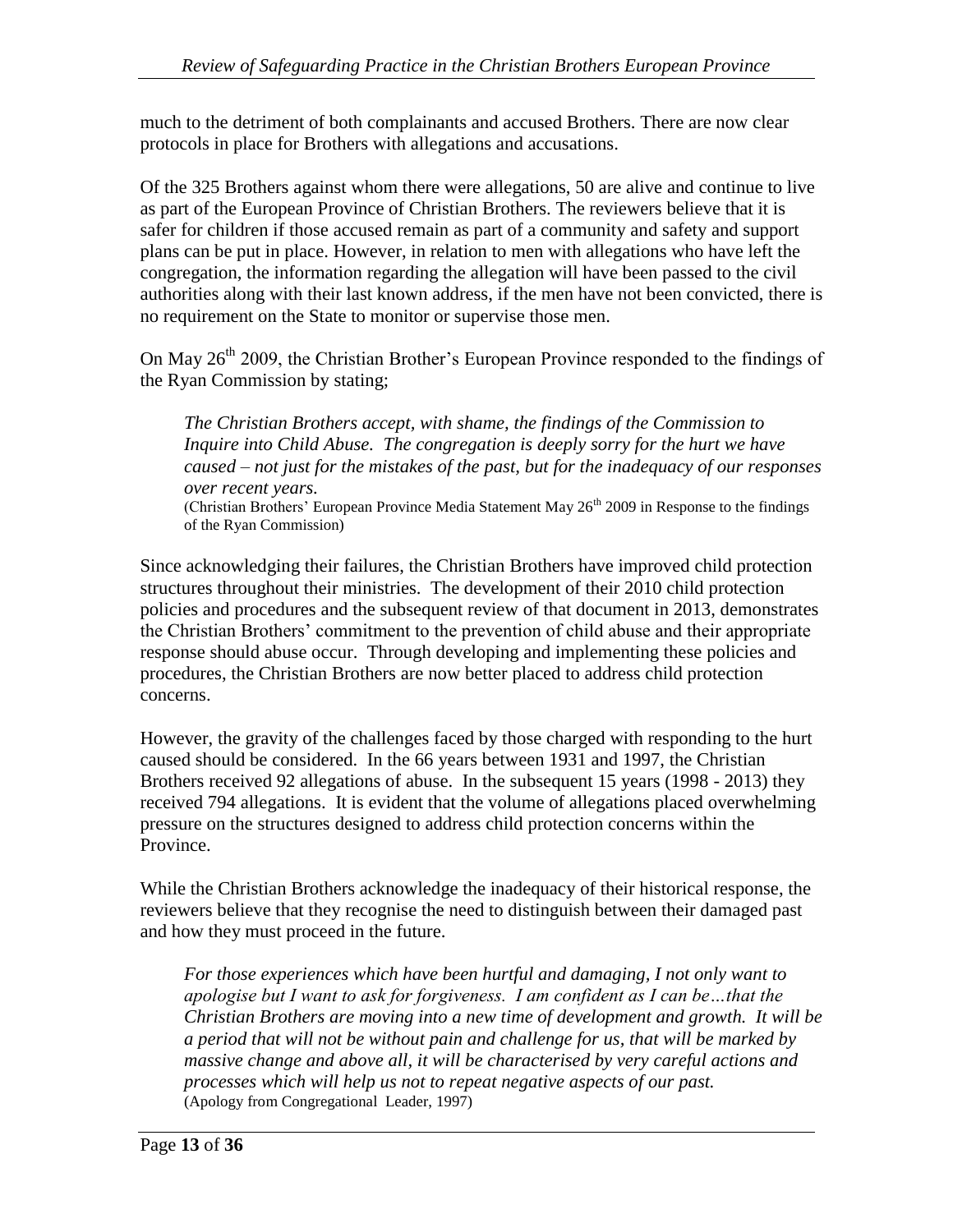much to the detriment of both complainants and accused Brothers. There are now clear protocols in place for Brothers with allegations and accusations.

Of the 325 Brothers against whom there were allegations, 50 are alive and continue to live as part of the European Province of Christian Brothers. The reviewers believe that it is safer for children if those accused remain as part of a community and safety and support plans can be put in place. However, in relation to men with allegations who have left the congregation, the information regarding the allegation will have been passed to the civil authorities along with their last known address, if the men have not been convicted, there is no requirement on the State to monitor or supervise those men.

On May 26th 2009, the Christian Brother's European Province responded to the findings of the Ryan Commission by stating;

> *The Christian Brothers accept, with shame, the findings of the Commission to Inquire into Child Abuse. The congregation is deeply sorry for the hurt we have caused – not just for the mistakes of the past, but for the inadequacy of our responses over recent years.*
> (Christian Brothers' European Province Media Statement May 26th 2009 in Response to the findings of the Ryan Commission)

Since acknowledging their failures, the Christian Brothers have improved child protection structures throughout their ministries. The development of their 2010 child protection policies and procedures and the subsequent review of that document in 2013, demonstrates the Christian Brothers' commitment to the prevention of child abuse and their appropriate response should abuse occur. Through developing and implementing these policies and procedures, the Christian Brothers are now better placed to address child protection concerns.

However, the gravity of the challenges faced by those charged with responding to the hurt caused should be considered. In the 66 years between 1931 and 1997, the Christian Brothers received 92 allegations of abuse. In the subsequent 15 years (1998 - 2013) they received 794 allegations. It is evident that the volume of allegations placed overwhelming pressure on the structures designed to address child protection concerns within the Province.

While the Christian Brothers acknowledge the inadequacy of their historical response, the reviewers believe that they recognise the need to distinguish between their damaged past and how they must proceed in the future.

> *For those experiences which have been hurtful and damaging, I not only want to apologise but I want to ask for forgiveness. I am confident as I can be…that the Christian Brothers are moving into a new time of development and growth. It will be a period that will not be without pain and challenge for us, that will be marked by massive change and above all, it will be characterised by very careful actions and processes which will help us not to repeat negative aspects of our past.*
> (Apology from Congregational Leader, 1997)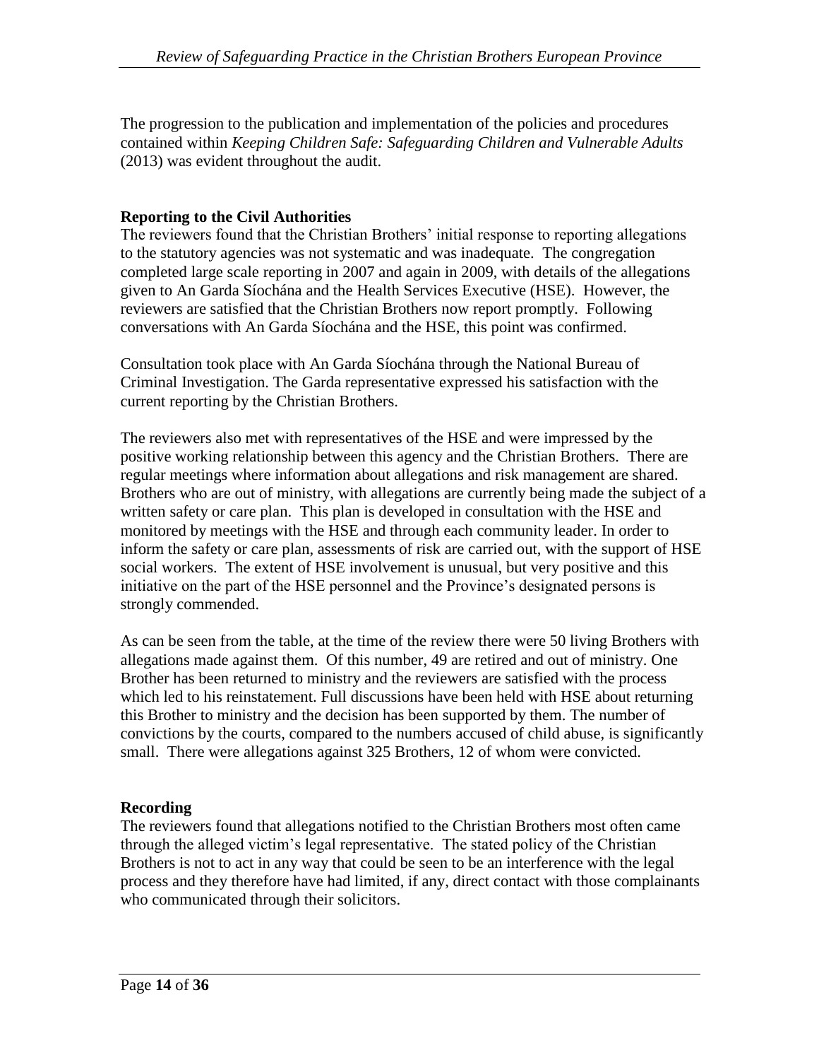The progression to the publication and implementation of the policies and procedures contained within *Keeping Children Safe: Safeguarding Children and Vulnerable Adults* (2013) was evident throughout the audit.

**Reporting to the Civil Authorities**

The reviewers found that the Christian Brothers' initial response to reporting allegations to the statutory agencies was not systematic and was inadequate. The congregation completed large scale reporting in 2007 and again in 2009, with details of the allegations given to An Garda Síochána and the Health Services Executive (HSE). However, the reviewers are satisfied that the Christian Brothers now report promptly. Following conversations with An Garda Síochána and the HSE, this point was confirmed.

Consultation took place with An Garda Síochána through the National Bureau of Criminal Investigation. The Garda representative expressed his satisfaction with the current reporting by the Christian Brothers.

The reviewers also met with representatives of the HSE and were impressed by the positive working relationship between this agency and the Christian Brothers. There are regular meetings where information about allegations and risk management are shared. Brothers who are out of ministry, with allegations are currently being made the subject of a written safety or care plan. This plan is developed in consultation with the HSE and monitored by meetings with the HSE and through each community leader. In order to inform the safety or care plan, assessments of risk are carried out, with the support of HSE social workers. The extent of HSE involvement is unusual, but very positive and this initiative on the part of the HSE personnel and the Province's designated persons is strongly commended.

As can be seen from the table, at the time of the review there were 50 living Brothers with allegations made against them. Of this number, 49 are retired and out of ministry. One Brother has been returned to ministry and the reviewers are satisfied with the process which led to his reinstatement. Full discussions have been held with HSE about returning this Brother to ministry and the decision has been supported by them. The number of convictions by the courts, compared to the numbers accused of child abuse, is significantly small. There were allegations against 325 Brothers, 12 of whom were convicted.

**Recording**

The reviewers found that allegations notified to the Christian Brothers most often came through the alleged victim's legal representative. The stated policy of the Christian Brothers is not to act in any way that could be seen to be an interference with the legal process and they therefore have had limited, if any, direct contact with those complainants who communicated through their solicitors.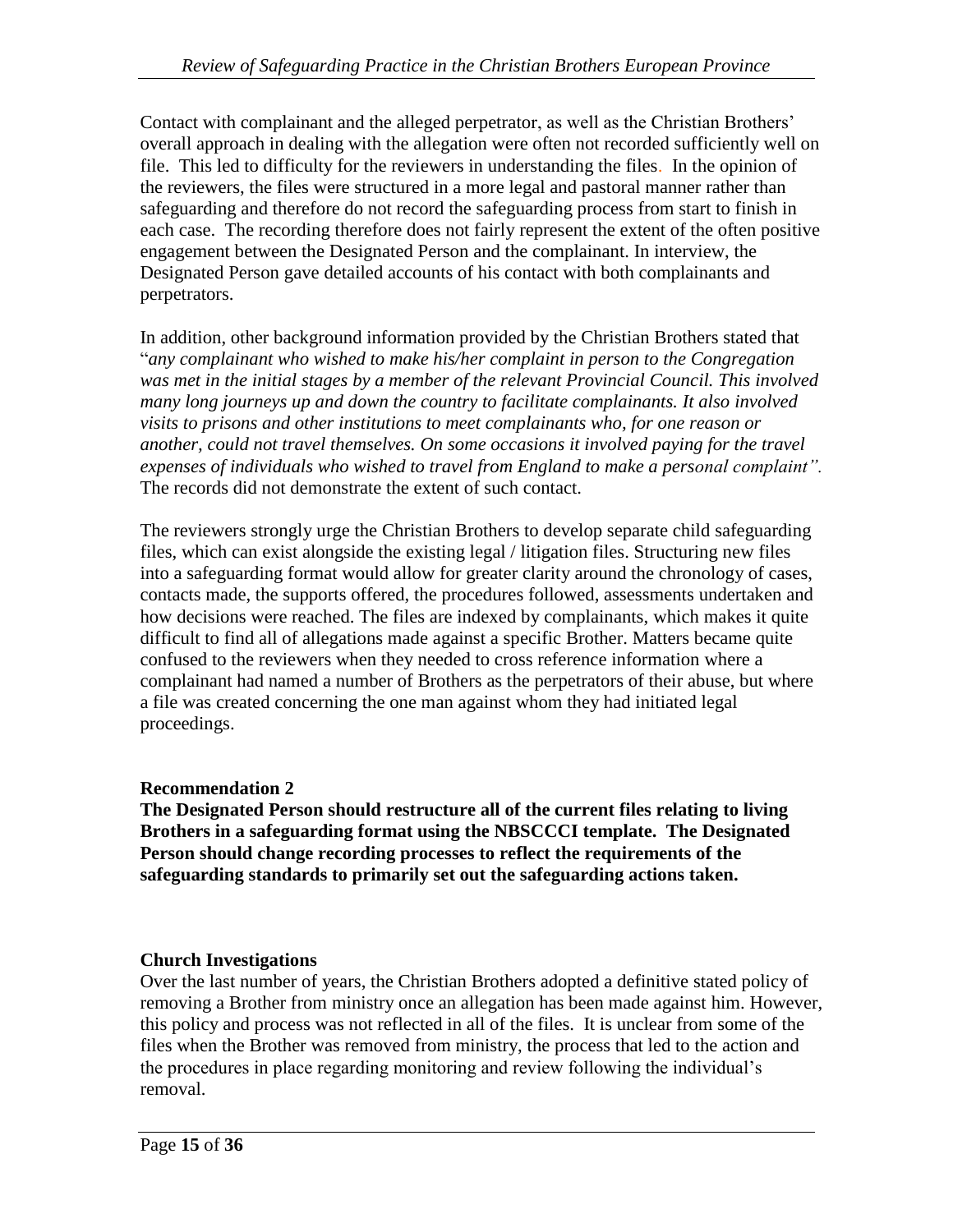Contact with complainant and the alleged perpetrator, as well as the Christian Brothers' overall approach in dealing with the allegation were often not recorded sufficiently well on file. This led to difficulty for the reviewers in understanding the files. In the opinion of the reviewers, the files were structured in a more legal and pastoral manner rather than safeguarding and therefore do not record the safeguarding process from start to finish in each case. The recording therefore does not fairly represent the extent of the often positive engagement between the Designated Person and the complainant. In interview, the Designated Person gave detailed accounts of his contact with both complainants and perpetrators.

In addition, other background information provided by the Christian Brothers stated that "*any complainant who wished to make his/her complaint in person to the Congregation was met in the initial stages by a member of the relevant Provincial Council. This involved many long journeys up and down the country to facilitate complainants. It also involved visits to prisons and other institutions to meet complainants who, for one reason or another, could not travel themselves. On some occasions it involved paying for the travel expenses of individuals who wished to travel from England to make a personal complaint".* The records did not demonstrate the extent of such contact.

The reviewers strongly urge the Christian Brothers to develop separate child safeguarding files, which can exist alongside the existing legal / litigation files. Structuring new files into a safeguarding format would allow for greater clarity around the chronology of cases, contacts made, the supports offered, the procedures followed, assessments undertaken and how decisions were reached. The files are indexed by complainants, which makes it quite difficult to find all of allegations made against a specific Brother. Matters became quite confused to the reviewers when they needed to cross reference information where a complainant had named a number of Brothers as the perpetrators of their abuse, but where a file was created concerning the one man against whom they had initiated legal proceedings.

**Recommendation 2**
**The Designated Person should restructure all of the current files relating to living Brothers in a safeguarding format using the NBSCCCI template. The Designated Person should change recording processes to reflect the requirements of the safeguarding standards to primarily set out the safeguarding actions taken.**

### Church Investigations

Over the last number of years, the Christian Brothers adopted a definitive stated policy of removing a Brother from ministry once an allegation has been made against him. However, this policy and process was not reflected in all of the files. It is unclear from some of the files when the Brother was removed from ministry, the process that led to the action and the procedures in place regarding monitoring and review following the individual's removal.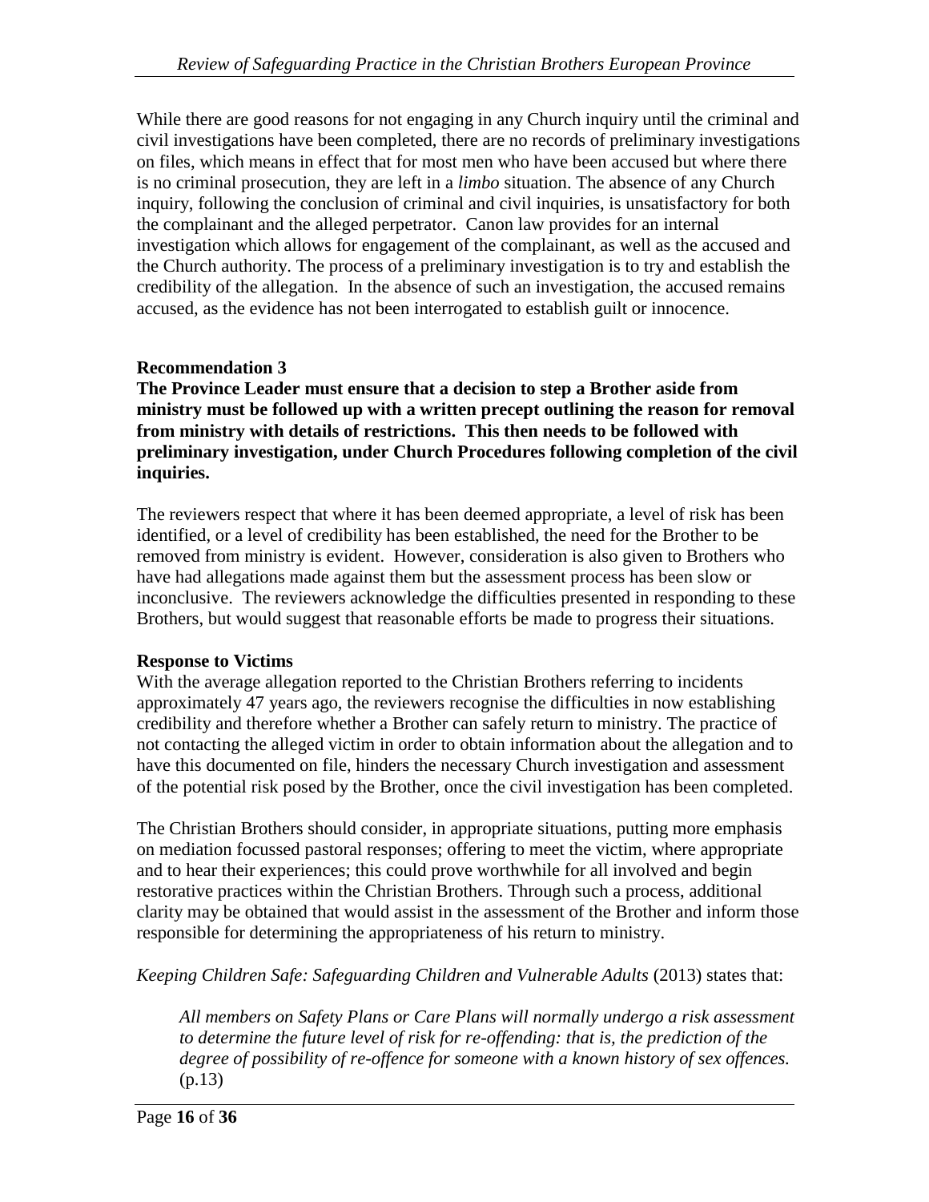While there are good reasons for not engaging in any Church inquiry until the criminal and civil investigations have been completed, there are no records of preliminary investigations on files, which means in effect that for most men who have been accused but where there is no criminal prosecution, they are left in a *limbo* situation. The absence of any Church inquiry, following the conclusion of criminal and civil inquiries, is unsatisfactory for both the complainant and the alleged perpetrator. Canon law provides for an internal investigation which allows for engagement of the complainant, as well as the accused and the Church authority. The process of a preliminary investigation is to try and establish the credibility of the allegation. In the absence of such an investigation, the accused remains accused, as the evidence has not been interrogated to establish guilt or innocence.

**Recommendation 3**

**The Province Leader must ensure that a decision to step a Brother aside from ministry must be followed up with a written precept outlining the reason for removal from ministry with details of restrictions. This then needs to be followed with preliminary investigation, under Church Procedures following completion of the civil inquiries.**

The reviewers respect that where it has been deemed appropriate, a level of risk has been identified, or a level of credibility has been established, the need for the Brother to be removed from ministry is evident. However, consideration is also given to Brothers who have had allegations made against them but the assessment process has been slow or inconclusive. The reviewers acknowledge the difficulties presented in responding to these Brothers, but would suggest that reasonable efforts be made to progress their situations.

**Response to Victims**

With the average allegation reported to the Christian Brothers referring to incidents approximately 47 years ago, the reviewers recognise the difficulties in now establishing credibility and therefore whether a Brother can safely return to ministry. The practice of not contacting the alleged victim in order to obtain information about the allegation and to have this documented on file, hinders the necessary Church investigation and assessment of the potential risk posed by the Brother, once the civil investigation has been completed.

The Christian Brothers should consider, in appropriate situations, putting more emphasis on mediation focussed pastoral responses; offering to meet the victim, where appropriate and to hear their experiences; this could prove worthwhile for all involved and begin restorative practices within the Christian Brothers. Through such a process, additional clarity may be obtained that would assist in the assessment of the Brother and inform those responsible for determining the appropriateness of his return to ministry.

*Keeping Children Safe: Safeguarding Children and Vulnerable Adults* (2013) states that:

> *All members on Safety Plans or Care Plans will normally undergo a risk assessment to determine the future level of risk for re-offending: that is, the prediction of the degree of possibility of re-offence for someone with a known history of sex offences.* (p.13)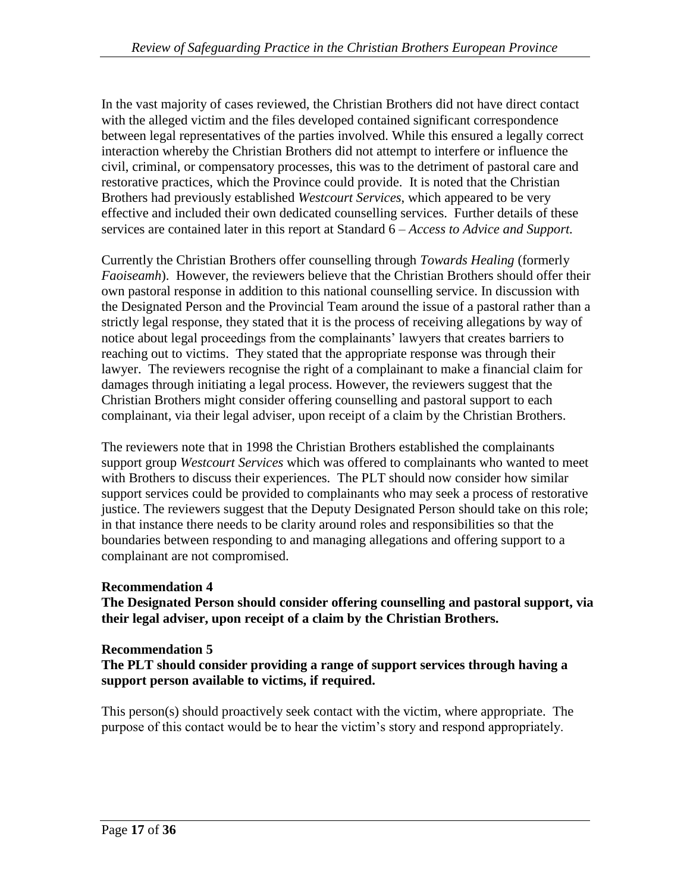In the vast majority of cases reviewed, the Christian Brothers did not have direct contact with the alleged victim and the files developed contained significant correspondence between legal representatives of the parties involved. While this ensured a legally correct interaction whereby the Christian Brothers did not attempt to interfere or influence the civil, criminal, or compensatory processes, this was to the detriment of pastoral care and restorative practices, which the Province could provide. It is noted that the Christian Brothers had previously established *Westcourt Services*, which appeared to be very effective and included their own dedicated counselling services. Further details of these services are contained later in this report at Standard 6 – *Access to Advice and Support.*

Currently the Christian Brothers offer counselling through *Towards Healing* (formerly *Faoiseamh*). However, the reviewers believe that the Christian Brothers should offer their own pastoral response in addition to this national counselling service. In discussion with the Designated Person and the Provincial Team around the issue of a pastoral rather than a strictly legal response, they stated that it is the process of receiving allegations by way of notice about legal proceedings from the complainants' lawyers that creates barriers to reaching out to victims. They stated that the appropriate response was through their lawyer. The reviewers recognise the right of a complainant to make a financial claim for damages through initiating a legal process. However, the reviewers suggest that the Christian Brothers might consider offering counselling and pastoral support to each complainant, via their legal adviser, upon receipt of a claim by the Christian Brothers.

The reviewers note that in 1998 the Christian Brothers established the complainants support group *Westcourt Services* which was offered to complainants who wanted to meet with Brothers to discuss their experiences. The PLT should now consider how similar support services could be provided to complainants who may seek a process of restorative justice. The reviewers suggest that the Deputy Designated Person should take on this role; in that instance there needs to be clarity around roles and responsibilities so that the boundaries between responding to and managing allegations and offering support to a complainant are not compromised.

**Recommendation 4**
**The Designated Person should consider offering counselling and pastoral support, via their legal adviser, upon receipt of a claim by the Christian Brothers.**

**Recommendation 5**
**The PLT should consider providing a range of support services through having a support person available to victims, if required.**

This person(s) should proactively seek contact with the victim, where appropriate. The purpose of this contact would be to hear the victim's story and respond appropriately.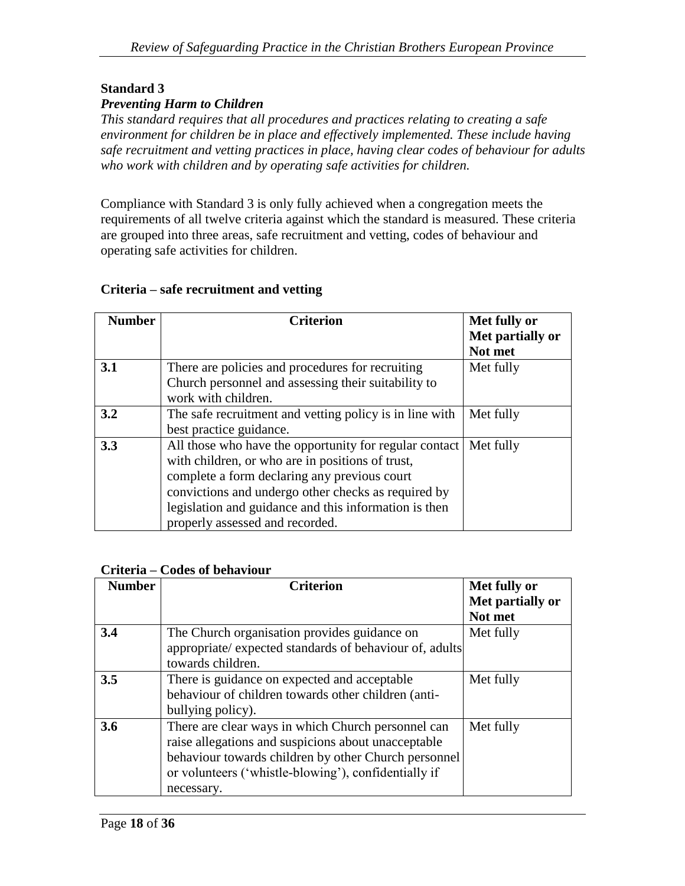**Standard 3**

***Preventing Harm to Children***

*This standard requires that all procedures and practices relating to creating a safe environment for children be in place and effectively implemented. These include having safe recruitment and vetting practices in place, having clear codes of behaviour for adults who work with children and by operating safe activities for children.*

Compliance with Standard 3 is only fully achieved when a congregation meets the requirements of all twelve criteria against which the standard is measured. These criteria are grouped into three areas, safe recruitment and vetting, codes of behaviour and operating safe activities for children.

**Criteria – safe recruitment and vetting**

| Number | Criterion | Met fully or Met partially or Not met |
|---|---|---|
| **3.1** | There are policies and procedures for recruiting Church personnel and assessing their suitability to work with children. | Met fully |
| **3.2** | The safe recruitment and vetting policy is in line with best practice guidance. | Met fully |
| **3.3** | All those who have the opportunity for regular contact with children, or who are in positions of trust, complete a form declaring any previous court convictions and undergo other checks as required by legislation and guidance and this information is then properly assessed and recorded. | Met fully |

**Criteria – Codes of behaviour**

| Number | Criterion | Met fully or Met partially or Not met |
|---|---|---|
| **3.4** | The Church organisation provides guidance on appropriate/ expected standards of behaviour of, adults towards children. | Met fully |
| **3.5** | There is guidance on expected and acceptable behaviour of children towards other children (anti-bullying policy). | Met fully |
| **3.6** | There are clear ways in which Church personnel can raise allegations and suspicions about unacceptable behaviour towards children by other Church personnel or volunteers ('whistle-blowing'), confidentially if necessary. | Met fully |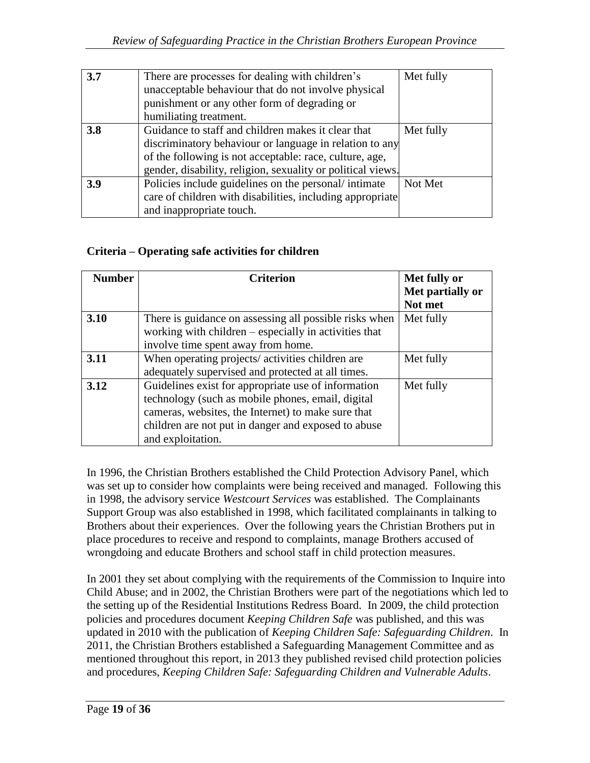| | | |
|---|---|---|
| **3.7** | There are processes for dealing with children's unacceptable behaviour that do not involve physical punishment or any other form of degrading or humiliating treatment. | Met fully |
| **3.8** | Guidance to staff and children makes it clear that discriminatory behaviour or language in relation to any of the following is not acceptable: race, culture, age, gender, disability, religion, sexuality or political views. | Met fully |
| **3.9** | Policies include guidelines on the personal/ intimate care of children with disabilities, including appropriate and inappropriate touch. | Not Met |

### Criteria – Operating safe activities for children

| Number | Criterion | Met fully or Met partially or Not met |
|---|---|---|
| **3.10** | There is guidance on assessing all possible risks when working with children – especially in activities that involve time spent away from home. | Met fully |
| **3.11** | When operating projects/ activities children are adequately supervised and protected at all times. | Met fully |
| **3.12** | Guidelines exist for appropriate use of information technology (such as mobile phones, email, digital cameras, websites, the Internet) to make sure that children are not put in danger and exposed to abuse and exploitation. | Met fully |

In 1996, the Christian Brothers established the Child Protection Advisory Panel, which was set up to consider how complaints were being received and managed. Following this in 1998, the advisory service *Westcourt Services* was established. The Complainants Support Group was also established in 1998, which facilitated complainants in talking to Brothers about their experiences. Over the following years the Christian Brothers put in place procedures to receive and respond to complaints, manage Brothers accused of wrongdoing and educate Brothers and school staff in child protection measures.

In 2001 they set about complying with the requirements of the Commission to Inquire into Child Abuse; and in 2002, the Christian Brothers were part of the negotiations which led to the setting up of the Residential Institutions Redress Board. In 2009, the child protection policies and procedures document *Keeping Children Safe* was published, and this was updated in 2010 with the publication of *Keeping Children Safe: Safeguarding Children*. In 2011, the Christian Brothers established a Safeguarding Management Committee and as mentioned throughout this report, in 2013 they published revised child protection policies and procedures, *Keeping Children Safe: Safeguarding Children and Vulnerable Adults*.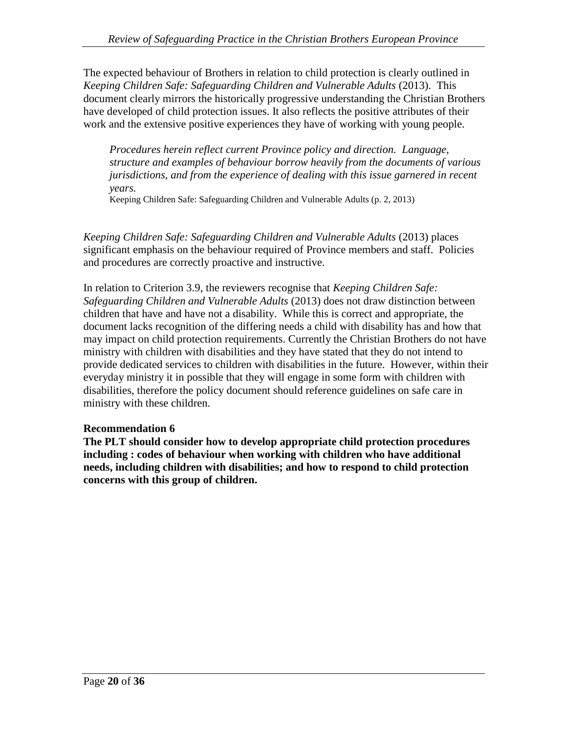The expected behaviour of Brothers in relation to child protection is clearly outlined in *Keeping Children Safe: Safeguarding Children and Vulnerable Adults* (2013). This document clearly mirrors the historically progressive understanding the Christian Brothers have developed of child protection issues. It also reflects the positive attributes of their work and the extensive positive experiences they have of working with young people.

> *Procedures herein reflect current Province policy and direction. Language, structure and examples of behaviour borrow heavily from the documents of various jurisdictions, and from the experience of dealing with this issue garnered in recent years.*
> Keeping Children Safe: Safeguarding Children and Vulnerable Adults (p. 2, 2013)

*Keeping Children Safe: Safeguarding Children and Vulnerable Adults* (2013) places significant emphasis on the behaviour required of Province members and staff. Policies and procedures are correctly proactive and instructive.

In relation to Criterion 3.9, the reviewers recognise that *Keeping Children Safe: Safeguarding Children and Vulnerable Adults* (2013) does not draw distinction between children that have and have not a disability. While this is correct and appropriate, the document lacks recognition of the differing needs a child with disability has and how that may impact on child protection requirements. Currently the Christian Brothers do not have ministry with children with disabilities and they have stated that they do not intend to provide dedicated services to children with disabilities in the future. However, within their everyday ministry it in possible that they will engage in some form with children with disabilities, therefore the policy document should reference guidelines on safe care in ministry with these children.

**Recommendation 6**
**The PLT should consider how to develop appropriate child protection procedures including : codes of behaviour when working with children who have additional needs, including children with disabilities; and how to respond to child protection concerns with this group of children.**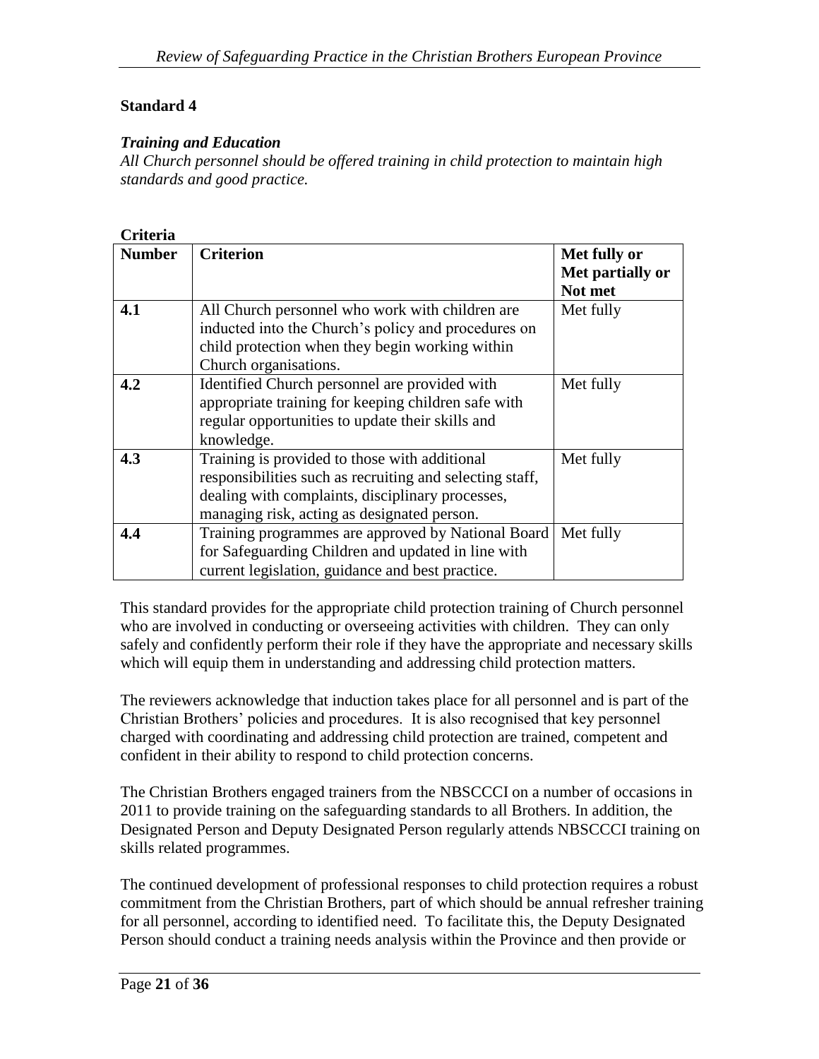**Standard 4**

***Training and Education***

*All Church personnel should be offered training in child protection to maintain high standards and good practice.*

**Criteria**

| **Number** | **Criterion** | **Met fully or Met partially or Not met** |
|---|---|---|
| **4.1** | All Church personnel who work with children are inducted into the Church's policy and procedures on child protection when they begin working within Church organisations. | Met fully |
| **4.2** | Identified Church personnel are provided with appropriate training for keeping children safe with regular opportunities to update their skills and knowledge. | Met fully |
| **4.3** | Training is provided to those with additional responsibilities such as recruiting and selecting staff, dealing with complaints, disciplinary processes, managing risk, acting as designated person. | Met fully |
| **4.4** | Training programmes are approved by National Board for Safeguarding Children and updated in line with current legislation, guidance and best practice. | Met fully |

This standard provides for the appropriate child protection training of Church personnel who are involved in conducting or overseeing activities with children. They can only safely and confidently perform their role if they have the appropriate and necessary skills which will equip them in understanding and addressing child protection matters.

The reviewers acknowledge that induction takes place for all personnel and is part of the Christian Brothers' policies and procedures. It is also recognised that key personnel charged with coordinating and addressing child protection are trained, competent and confident in their ability to respond to child protection concerns.

The Christian Brothers engaged trainers from the NBSCCCI on a number of occasions in 2011 to provide training on the safeguarding standards to all Brothers. In addition, the Designated Person and Deputy Designated Person regularly attends NBSCCCI training on skills related programmes.

The continued development of professional responses to child protection requires a robust commitment from the Christian Brothers, part of which should be annual refresher training for all personnel, according to identified need. To facilitate this, the Deputy Designated Person should conduct a training needs analysis within the Province and then provide or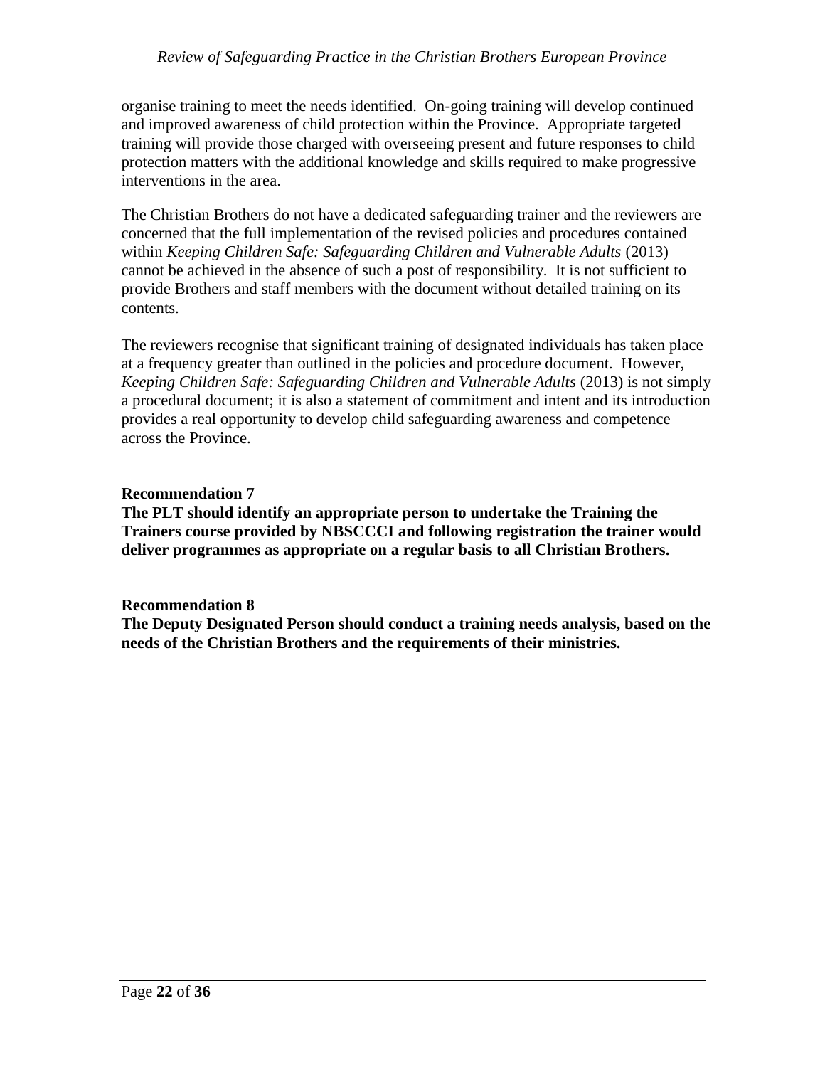organise training to meet the needs identified. On-going training will develop continued and improved awareness of child protection within the Province. Appropriate targeted training will provide those charged with overseeing present and future responses to child protection matters with the additional knowledge and skills required to make progressive interventions in the area.

The Christian Brothers do not have a dedicated safeguarding trainer and the reviewers are concerned that the full implementation of the revised policies and procedures contained within *Keeping Children Safe: Safeguarding Children and Vulnerable Adults* (2013) cannot be achieved in the absence of such a post of responsibility. It is not sufficient to provide Brothers and staff members with the document without detailed training on its contents.

The reviewers recognise that significant training of designated individuals has taken place at a frequency greater than outlined in the policies and procedure document. However, *Keeping Children Safe: Safeguarding Children and Vulnerable Adults* (2013) is not simply a procedural document; it is also a statement of commitment and intent and its introduction provides a real opportunity to develop child safeguarding awareness and competence across the Province.

**Recommendation 7**
**The PLT should identify an appropriate person to undertake the Training the Trainers course provided by NBSCCCI and following registration the trainer would deliver programmes as appropriate on a regular basis to all Christian Brothers.**

**Recommendation 8**
**The Deputy Designated Person should conduct a training needs analysis, based on the needs of the Christian Brothers and the requirements of their ministries.**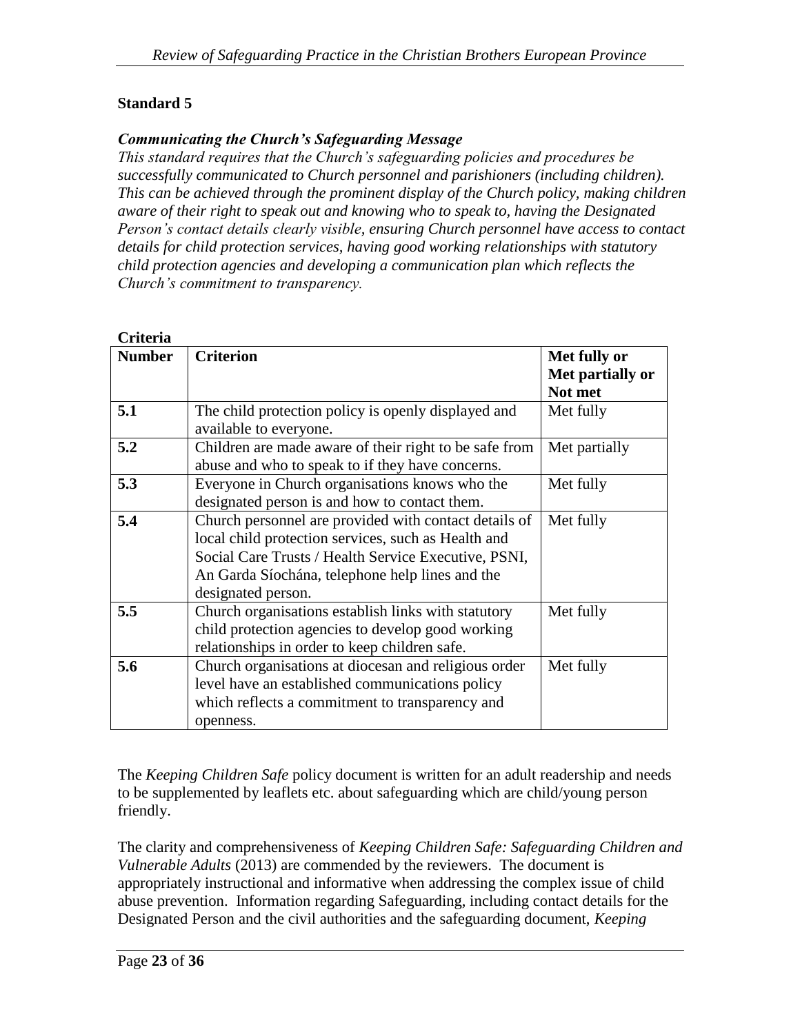## Standard 5

***Communicating the Church's Safeguarding Message***

*This standard requires that the Church's safeguarding policies and procedures be successfully communicated to Church personnel and parishioners (including children). This can be achieved through the prominent display of the Church policy, making children aware of their right to speak out and knowing who to speak to, having the Designated Person's contact details clearly visible, ensuring Church personnel have access to contact details for child protection services, having good working relationships with statutory child protection agencies and developing a communication plan which reflects the Church's commitment to transparency.*

**Criteria**

| Number | Criterion | Met fully or Met partially or Not met |
| --- | --- | --- |
| **5.1** | The child protection policy is openly displayed and available to everyone. | Met fully |
| **5.2** | Children are made aware of their right to be safe from abuse and who to speak to if they have concerns. | Met partially |
| **5.3** | Everyone in Church organisations knows who the designated person is and how to contact them. | Met fully |
| **5.4** | Church personnel are provided with contact details of local child protection services, such as Health and Social Care Trusts / Health Service Executive, PSNI, An Garda Síochána, telephone help lines and the designated person. | Met fully |
| **5.5** | Church organisations establish links with statutory child protection agencies to develop good working relationships in order to keep children safe. | Met fully |
| **5.6** | Church organisations at diocesan and religious order level have an established communications policy which reflects a commitment to transparency and openness. | Met fully |

The *Keeping Children Safe* policy document is written for an adult readership and needs to be supplemented by leaflets etc. about safeguarding which are child/young person friendly.

The clarity and comprehensiveness of *Keeping Children Safe: Safeguarding Children and Vulnerable Adults* (2013) are commended by the reviewers. The document is appropriately instructional and informative when addressing the complex issue of child abuse prevention. Information regarding Safeguarding, including contact details for the Designated Person and the civil authorities and the safeguarding document, *Keeping*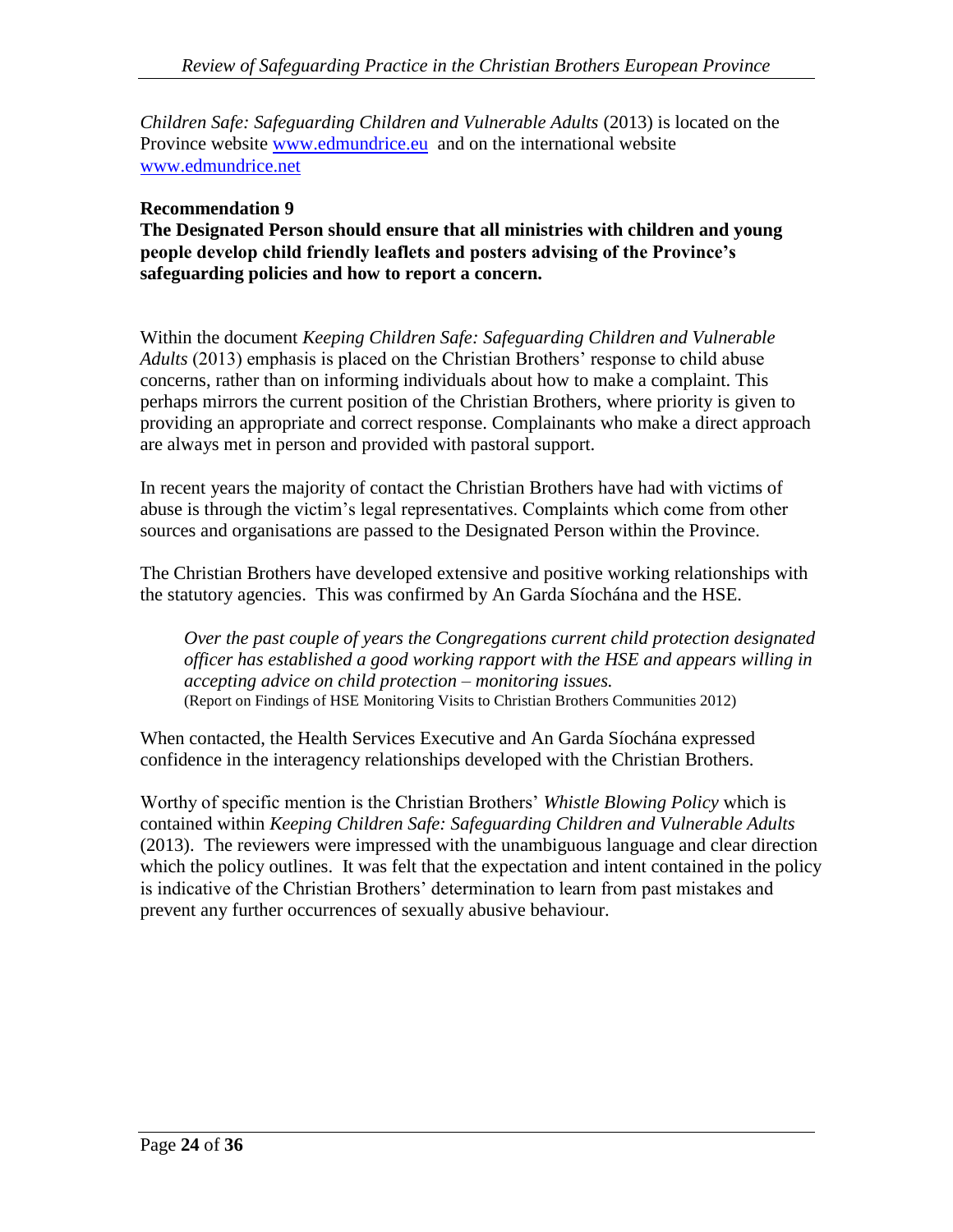*Children Safe: Safeguarding Children and Vulnerable Adults* (2013) is located on the Province website [www.edmundrice.eu](http://www.edmundrice.eu) and on the international website [www.edmundrice.net](http://www.edmundrice.net)

**Recommendation 9**

**The Designated Person should ensure that all ministries with children and young people develop child friendly leaflets and posters advising of the Province's safeguarding policies and how to report a concern.**

Within the document *Keeping Children Safe: Safeguarding Children and Vulnerable Adults* (2013) emphasis is placed on the Christian Brothers' response to child abuse concerns, rather than on informing individuals about how to make a complaint. This perhaps mirrors the current position of the Christian Brothers, where priority is given to providing an appropriate and correct response. Complainants who make a direct approach are always met in person and provided with pastoral support.

In recent years the majority of contact the Christian Brothers have had with victims of abuse is through the victim's legal representatives. Complaints which come from other sources and organisations are passed to the Designated Person within the Province.

The Christian Brothers have developed extensive and positive working relationships with the statutory agencies. This was confirmed by An Garda Síochána and the HSE.

> *Over the past couple of years the Congregations current child protection designated officer has established a good working rapport with the HSE and appears willing in accepting advice on child protection – monitoring issues.*
> (Report on Findings of HSE Monitoring Visits to Christian Brothers Communities 2012)

When contacted, the Health Services Executive and An Garda Síochána expressed confidence in the interagency relationships developed with the Christian Brothers.

Worthy of specific mention is the Christian Brothers' *Whistle Blowing Policy* which is contained within *Keeping Children Safe: Safeguarding Children and Vulnerable Adults* (2013). The reviewers were impressed with the unambiguous language and clear direction which the policy outlines. It was felt that the expectation and intent contained in the policy is indicative of the Christian Brothers' determination to learn from past mistakes and prevent any further occurrences of sexually abusive behaviour.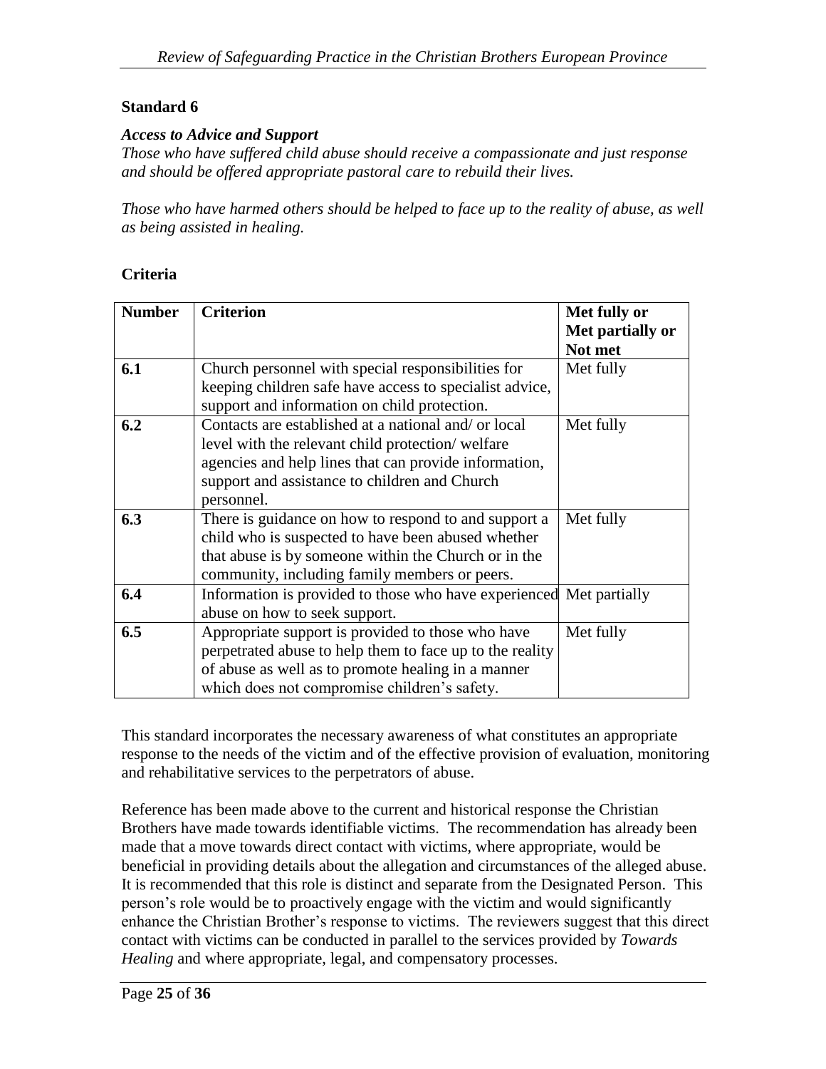**Standard 6**

***Access to Advice and Support***

*Those who have suffered child abuse should receive a compassionate and just response and should be offered appropriate pastoral care to rebuild their lives.*

*Those who have harmed others should be helped to face up to the reality of abuse, as well as being assisted in healing.*

**Criteria**

| Number | Criterion | Met fully or Met partially or Not met |
|---|---|---|
| 6.1 | Church personnel with special responsibilities for keeping children safe have access to specialist advice, support and information on child protection. | Met fully |
| 6.2 | Contacts are established at a national and/ or local level with the relevant child protection/ welfare agencies and help lines that can provide information, support and assistance to children and Church personnel. | Met fully |
| 6.3 | There is guidance on how to respond to and support a child who is suspected to have been abused whether that abuse is by someone within the Church or in the community, including family members or peers. | Met fully |
| 6.4 | Information is provided to those who have experienced abuse on how to seek support. | Met partially |
| 6.5 | Appropriate support is provided to those who have perpetrated abuse to help them to face up to the reality of abuse as well as to promote healing in a manner which does not compromise children's safety. | Met fully |

This standard incorporates the necessary awareness of what constitutes an appropriate response to the needs of the victim and of the effective provision of evaluation, monitoring and rehabilitative services to the perpetrators of abuse.

Reference has been made above to the current and historical response the Christian Brothers have made towards identifiable victims. The recommendation has already been made that a move towards direct contact with victims, where appropriate, would be beneficial in providing details about the allegation and circumstances of the alleged abuse. It is recommended that this role is distinct and separate from the Designated Person. This person's role would be to proactively engage with the victim and would significantly enhance the Christian Brother's response to victims. The reviewers suggest that this direct contact with victims can be conducted in parallel to the services provided by *Towards Healing* and where appropriate, legal, and compensatory processes.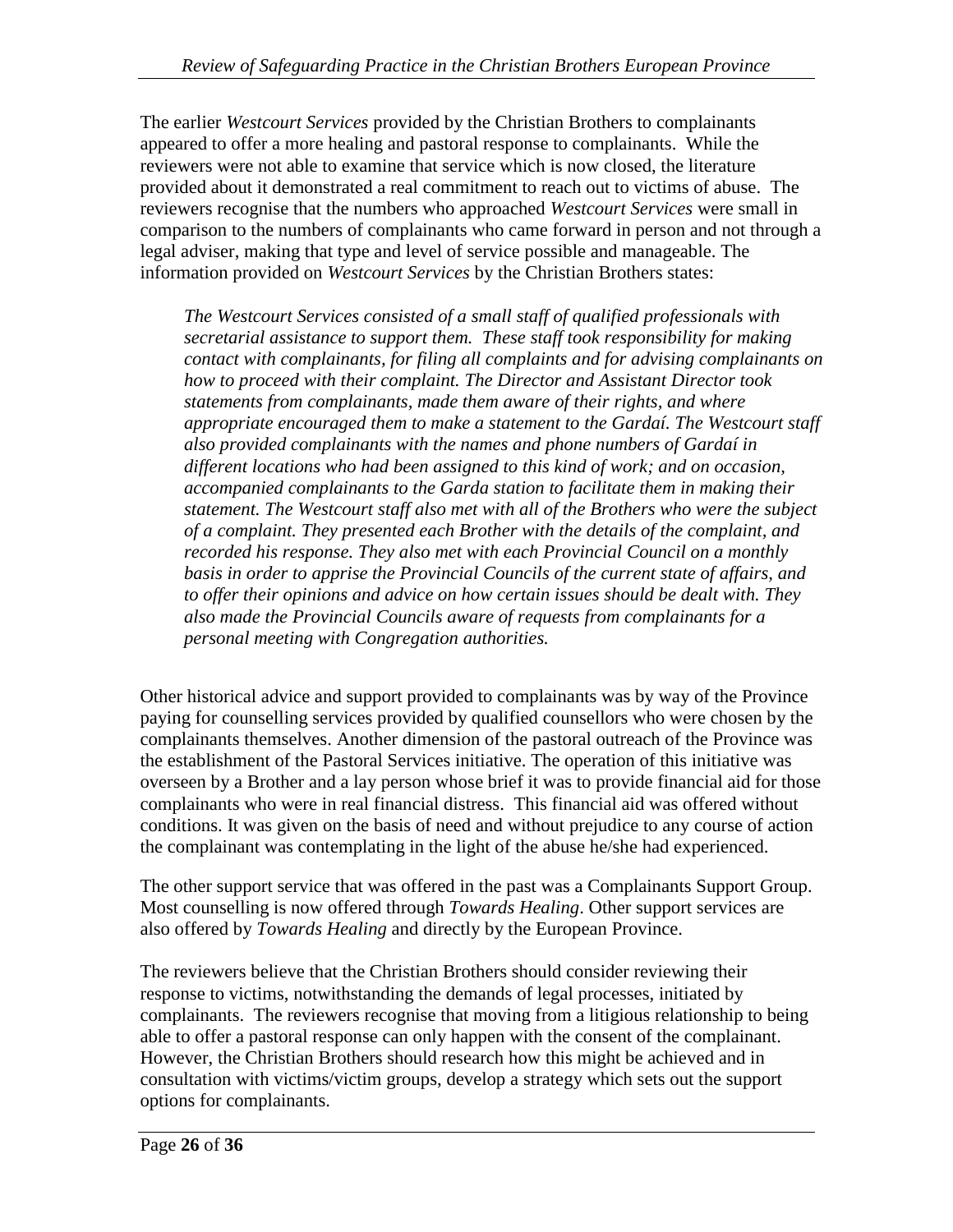The earlier *Westcourt Services* provided by the Christian Brothers to complainants appeared to offer a more healing and pastoral response to complainants. While the reviewers were not able to examine that service which is now closed, the literature provided about it demonstrated a real commitment to reach out to victims of abuse. The reviewers recognise that the numbers who approached *Westcourt Services* were small in comparison to the numbers of complainants who came forward in person and not through a legal adviser, making that type and level of service possible and manageable. The information provided on *Westcourt Services* by the Christian Brothers states:

> *The Westcourt Services consisted of a small staff of qualified professionals with secretarial assistance to support them. These staff took responsibility for making contact with complainants, for filing all complaints and for advising complainants on how to proceed with their complaint. The Director and Assistant Director took statements from complainants, made them aware of their rights, and where appropriate encouraged them to make a statement to the Gardaí. The Westcourt staff also provided complainants with the names and phone numbers of Gardaí in different locations who had been assigned to this kind of work; and on occasion, accompanied complainants to the Garda station to facilitate them in making their statement. The Westcourt staff also met with all of the Brothers who were the subject of a complaint. They presented each Brother with the details of the complaint, and recorded his response. They also met with each Provincial Council on a monthly basis in order to apprise the Provincial Councils of the current state of affairs, and to offer their opinions and advice on how certain issues should be dealt with. They also made the Provincial Councils aware of requests from complainants for a personal meeting with Congregation authorities.*

Other historical advice and support provided to complainants was by way of the Province paying for counselling services provided by qualified counsellors who were chosen by the complainants themselves. Another dimension of the pastoral outreach of the Province was the establishment of the Pastoral Services initiative. The operation of this initiative was overseen by a Brother and a lay person whose brief it was to provide financial aid for those complainants who were in real financial distress. This financial aid was offered without conditions. It was given on the basis of need and without prejudice to any course of action the complainant was contemplating in the light of the abuse he/she had experienced.

The other support service that was offered in the past was a Complainants Support Group. Most counselling is now offered through *Towards Healing*. Other support services are also offered by *Towards Healing* and directly by the European Province.

The reviewers believe that the Christian Brothers should consider reviewing their response to victims, notwithstanding the demands of legal processes, initiated by complainants. The reviewers recognise that moving from a litigious relationship to being able to offer a pastoral response can only happen with the consent of the complainant. However, the Christian Brothers should research how this might be achieved and in consultation with victims/victim groups, develop a strategy which sets out the support options for complainants.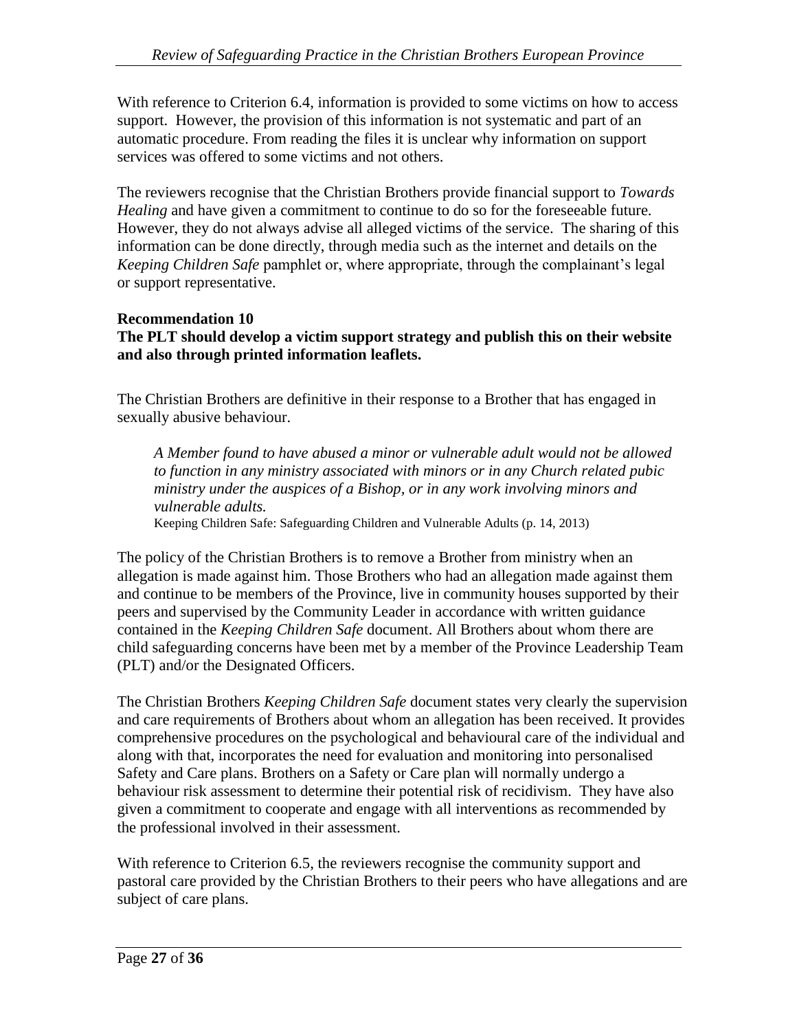With reference to Criterion 6.4, information is provided to some victims on how to access support. However, the provision of this information is not systematic and part of an automatic procedure. From reading the files it is unclear why information on support services was offered to some victims and not others.

The reviewers recognise that the Christian Brothers provide financial support to *Towards Healing* and have given a commitment to continue to do so for the foreseeable future. However, they do not always advise all alleged victims of the service. The sharing of this information can be done directly, through media such as the internet and details on the *Keeping Children Safe* pamphlet or, where appropriate, through the complainant's legal or support representative.

**Recommendation 10**
**The PLT should develop a victim support strategy and publish this on their website and also through printed information leaflets.**

The Christian Brothers are definitive in their response to a Brother that has engaged in sexually abusive behaviour.

> *A Member found to have abused a minor or vulnerable adult would not be allowed to function in any ministry associated with minors or in any Church related pubic ministry under the auspices of a Bishop, or in any work involving minors and vulnerable adults.*
> Keeping Children Safe: Safeguarding Children and Vulnerable Adults (p. 14, 2013)

The policy of the Christian Brothers is to remove a Brother from ministry when an allegation is made against him. Those Brothers who had an allegation made against them and continue to be members of the Province, live in community houses supported by their peers and supervised by the Community Leader in accordance with written guidance contained in the *Keeping Children Safe* document. All Brothers about whom there are child safeguarding concerns have been met by a member of the Province Leadership Team (PLT) and/or the Designated Officers.

The Christian Brothers *Keeping Children Safe* document states very clearly the supervision and care requirements of Brothers about whom an allegation has been received. It provides comprehensive procedures on the psychological and behavioural care of the individual and along with that, incorporates the need for evaluation and monitoring into personalised Safety and Care plans. Brothers on a Safety or Care plan will normally undergo a behaviour risk assessment to determine their potential risk of recidivism. They have also given a commitment to cooperate and engage with all interventions as recommended by the professional involved in their assessment.

With reference to Criterion 6.5, the reviewers recognise the community support and pastoral care provided by the Christian Brothers to their peers who have allegations and are subject of care plans.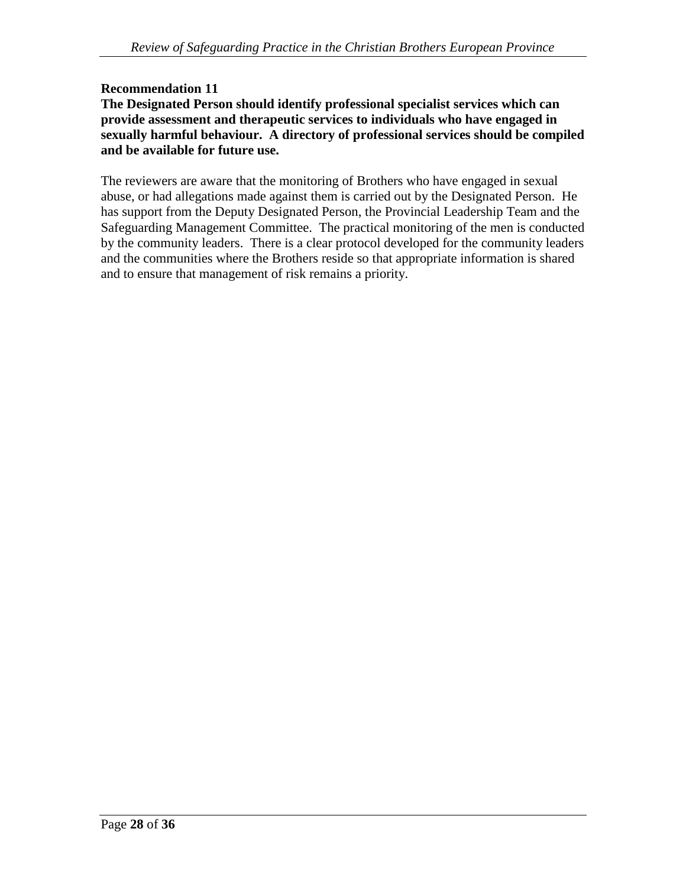**Recommendation 11**

**The Designated Person should identify professional specialist services which can provide assessment and therapeutic services to individuals who have engaged in sexually harmful behaviour. A directory of professional services should be compiled and be available for future use.**

The reviewers are aware that the monitoring of Brothers who have engaged in sexual abuse, or had allegations made against them is carried out by the Designated Person. He has support from the Deputy Designated Person, the Provincial Leadership Team and the Safeguarding Management Committee. The practical monitoring of the men is conducted by the community leaders. There is a clear protocol developed for the community leaders and the communities where the Brothers reside so that appropriate information is shared and to ensure that management of risk remains a priority.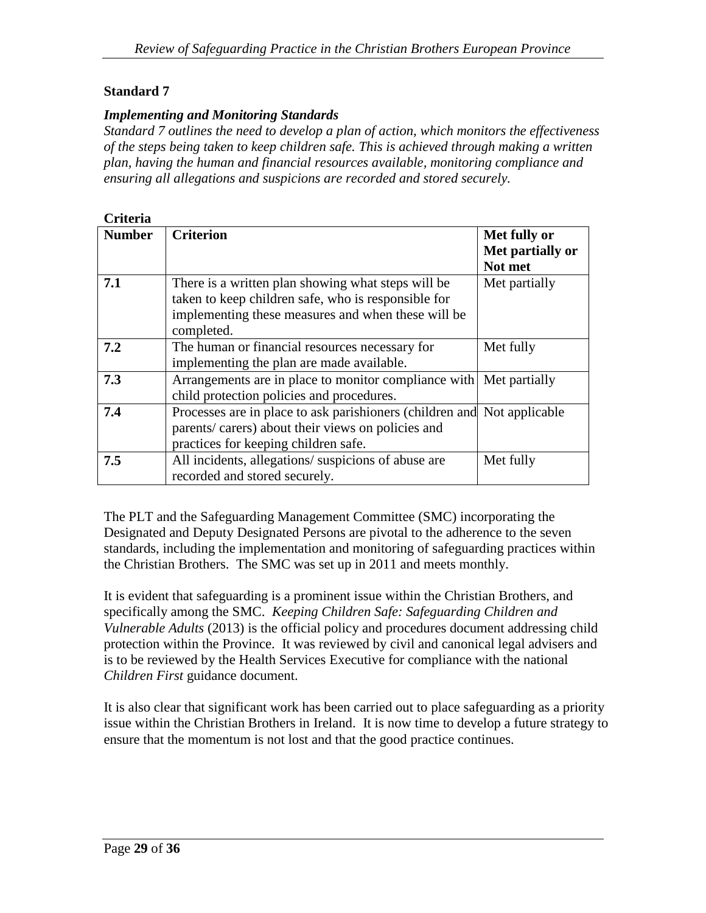## Standard 7

### *Implementing and Monitoring Standards*

*Standard 7 outlines the need to develop a plan of action, which monitors the effectiveness of the steps being taken to keep children safe. This is achieved through making a written plan, having the human and financial resources available, monitoring compliance and ensuring all allegations and suspicions are recorded and stored securely.*

**Criteria**

| **Number** | **Criterion** | **Met fully or Met partially or Not met** |
|---|---|---|
| **7.1** | There is a written plan showing what steps will be taken to keep children safe, who is responsible for implementing these measures and when these will be completed. | Met partially |
| **7.2** | The human or financial resources necessary for implementing the plan are made available. | Met fully |
| **7.3** | Arrangements are in place to monitor compliance with child protection policies and procedures. | Met partially |
| **7.4** | Processes are in place to ask parishioners (children and parents/ carers) about their views on policies and practices for keeping children safe. | Not applicable |
| **7.5** | All incidents, allegations/ suspicions of abuse are recorded and stored securely. | Met fully |

The PLT and the Safeguarding Management Committee (SMC) incorporating the Designated and Deputy Designated Persons are pivotal to the adherence to the seven standards, including the implementation and monitoring of safeguarding practices within the Christian Brothers. The SMC was set up in 2011 and meets monthly.

It is evident that safeguarding is a prominent issue within the Christian Brothers, and specifically among the SMC. *Keeping Children Safe: Safeguarding Children and Vulnerable Adults* (2013) is the official policy and procedures document addressing child protection within the Province. It was reviewed by civil and canonical legal advisers and is to be reviewed by the Health Services Executive for compliance with the national *Children First* guidance document.

It is also clear that significant work has been carried out to place safeguarding as a priority issue within the Christian Brothers in Ireland. It is now time to develop a future strategy to ensure that the momentum is not lost and that the good practice continues.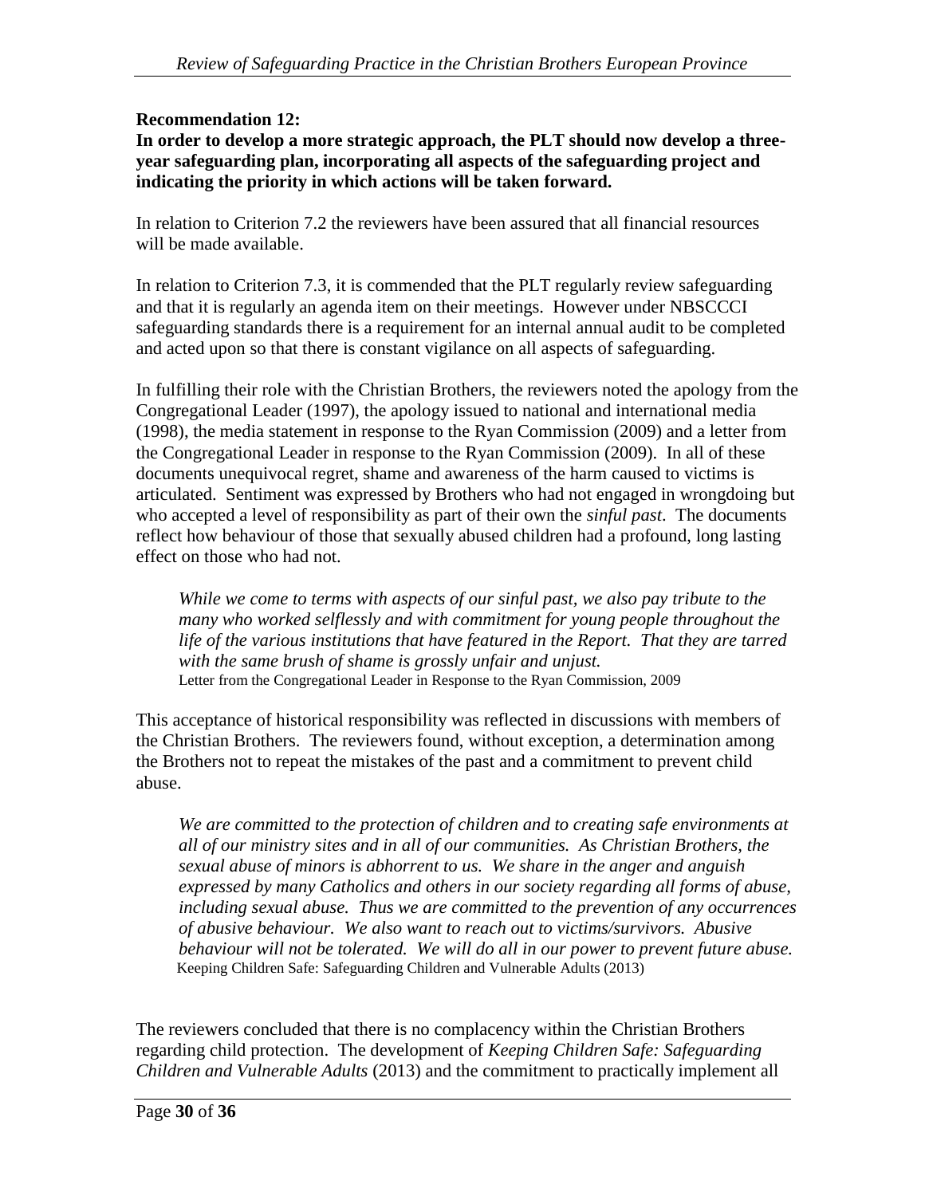**Recommendation 12:**
**In order to develop a more strategic approach, the PLT should now develop a three-year safeguarding plan, incorporating all aspects of the safeguarding project and indicating the priority in which actions will be taken forward.**

In relation to Criterion 7.2 the reviewers have been assured that all financial resources will be made available.

In relation to Criterion 7.3, it is commended that the PLT regularly review safeguarding and that it is regularly an agenda item on their meetings. However under NBSCCCI safeguarding standards there is a requirement for an internal annual audit to be completed and acted upon so that there is constant vigilance on all aspects of safeguarding.

In fulfilling their role with the Christian Brothers, the reviewers noted the apology from the Congregational Leader (1997), the apology issued to national and international media (1998), the media statement in response to the Ryan Commission (2009) and a letter from the Congregational Leader in response to the Ryan Commission (2009). In all of these documents unequivocal regret, shame and awareness of the harm caused to victims is articulated. Sentiment was expressed by Brothers who had not engaged in wrongdoing but who accepted a level of responsibility as part of their own the *sinful past*. The documents reflect how behaviour of those that sexually abused children had a profound, long lasting effect on those who had not.

> *While we come to terms with aspects of our sinful past, we also pay tribute to the many who worked selflessly and with commitment for young people throughout the life of the various institutions that have featured in the Report. That they are tarred with the same brush of shame is grossly unfair and unjust.*
> Letter from the Congregational Leader in Response to the Ryan Commission, 2009

This acceptance of historical responsibility was reflected in discussions with members of the Christian Brothers. The reviewers found, without exception, a determination among the Brothers not to repeat the mistakes of the past and a commitment to prevent child abuse.

> *We are committed to the protection of children and to creating safe environments at all of our ministry sites and in all of our communities. As Christian Brothers, the sexual abuse of minors is abhorrent to us. We share in the anger and anguish expressed by many Catholics and others in our society regarding all forms of abuse, including sexual abuse. Thus we are committed to the prevention of any occurrences of abusive behaviour. We also want to reach out to victims/survivors. Abusive behaviour will not be tolerated. We will do all in our power to prevent future abuse.*
> Keeping Children Safe: Safeguarding Children and Vulnerable Adults (2013)

The reviewers concluded that there is no complacency within the Christian Brothers regarding child protection. The development of *Keeping Children Safe: Safeguarding Children and Vulnerable Adults* (2013) and the commitment to practically implement all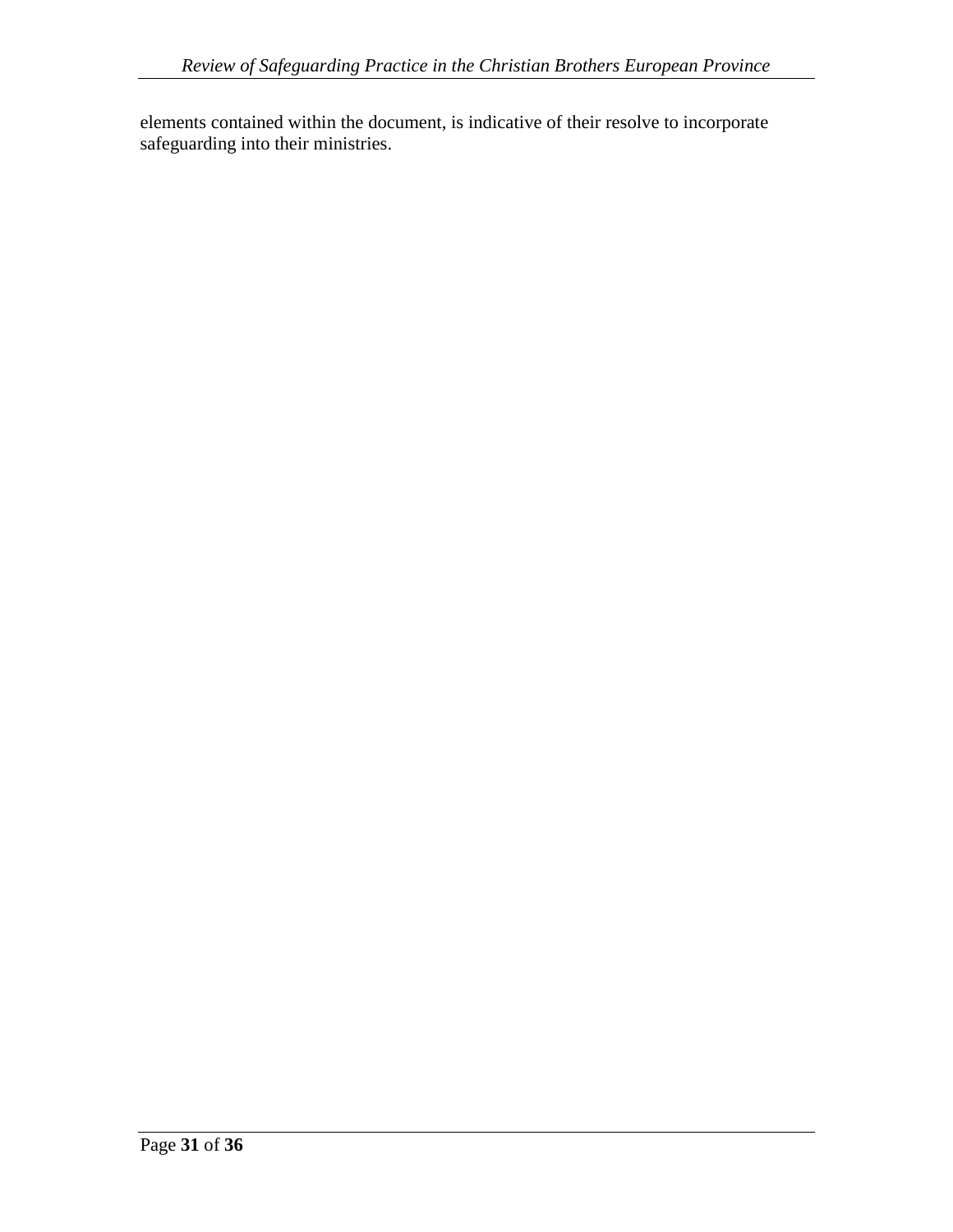elements contained within the document, is indicative of their resolve to incorporate safeguarding into their ministries.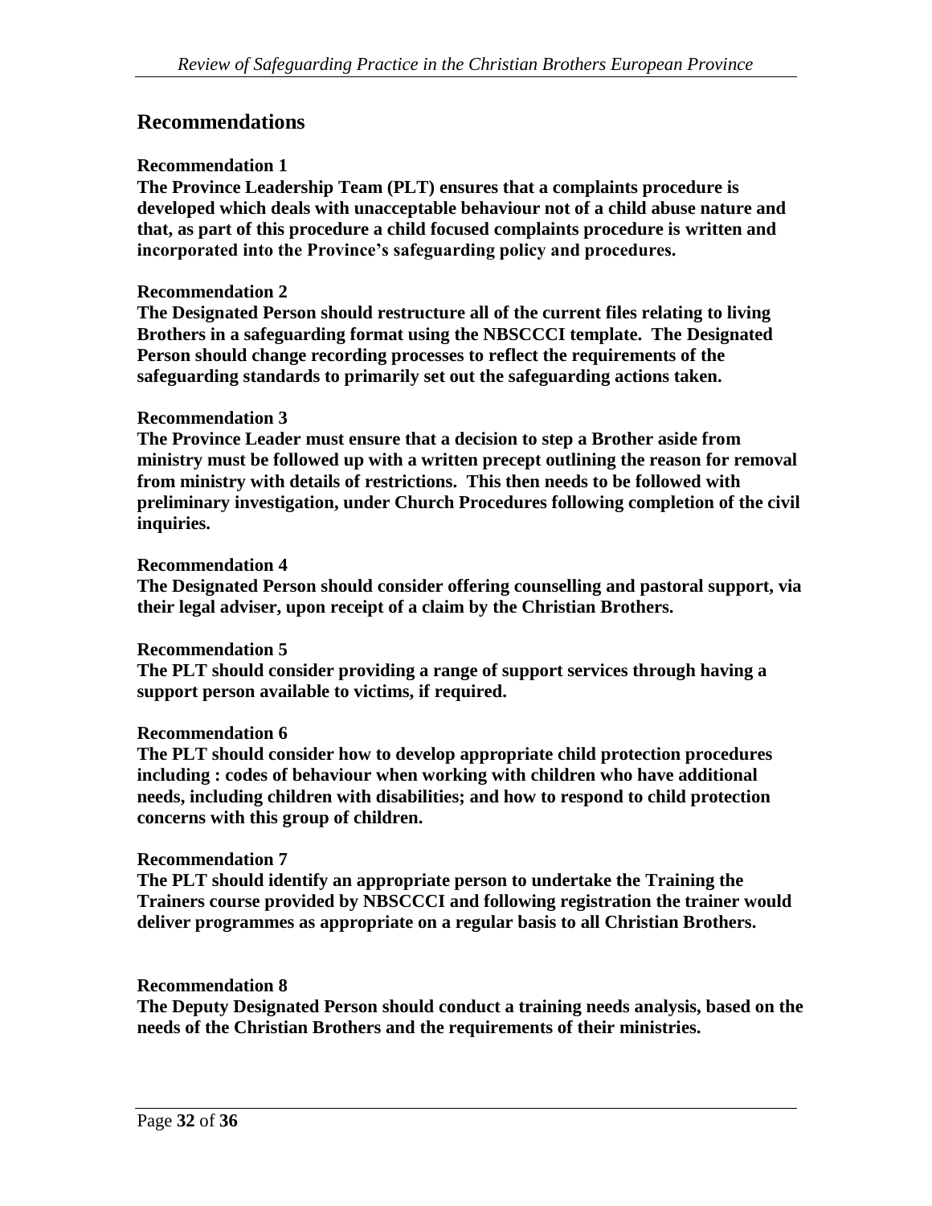## Recommendations

**Recommendation 1**

**The Province Leadership Team (PLT) ensures that a complaints procedure is developed which deals with unacceptable behaviour not of a child abuse nature and that, as part of this procedure a child focused complaints procedure is written and incorporated into the Province's safeguarding policy and procedures.**

**Recommendation 2**

**The Designated Person should restructure all of the current files relating to living Brothers in a safeguarding format using the NBSCCCI template. The Designated Person should change recording processes to reflect the requirements of the safeguarding standards to primarily set out the safeguarding actions taken.**

**Recommendation 3**

**The Province Leader must ensure that a decision to step a Brother aside from ministry must be followed up with a written precept outlining the reason for removal from ministry with details of restrictions. This then needs to be followed with preliminary investigation, under Church Procedures following completion of the civil inquiries.**

**Recommendation 4**

**The Designated Person should consider offering counselling and pastoral support, via their legal adviser, upon receipt of a claim by the Christian Brothers.**

**Recommendation 5**

**The PLT should consider providing a range of support services through having a support person available to victims, if required.**

**Recommendation 6**

**The PLT should consider how to develop appropriate child protection procedures including : codes of behaviour when working with children who have additional needs, including children with disabilities; and how to respond to child protection concerns with this group of children.**

**Recommendation 7**

**The PLT should identify an appropriate person to undertake the Training the Trainers course provided by NBSCCCI and following registration the trainer would deliver programmes as appropriate on a regular basis to all Christian Brothers.**

**Recommendation 8**

**The Deputy Designated Person should conduct a training needs analysis, based on the needs of the Christian Brothers and the requirements of their ministries.**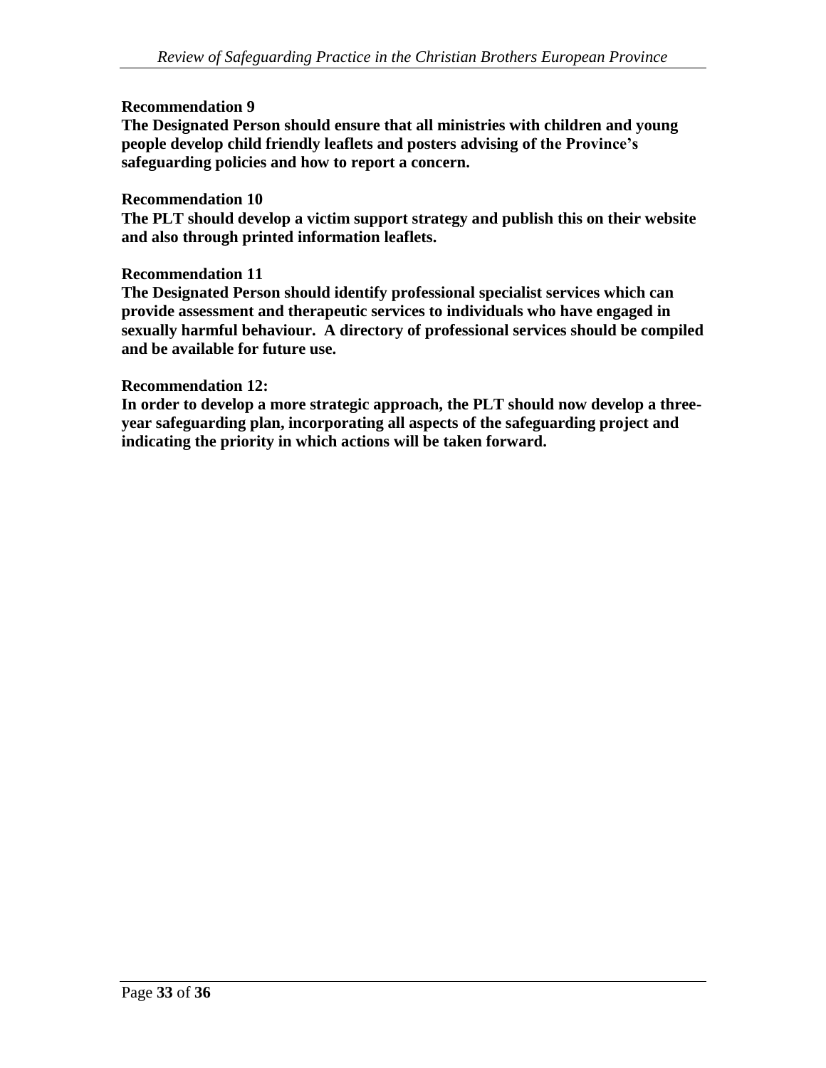**Recommendation 9**

**The Designated Person should ensure that all ministries with children and young people develop child friendly leaflets and posters advising of the Province's safeguarding policies and how to report a concern.**

**Recommendation 10**

**The PLT should develop a victim support strategy and publish this on their website and also through printed information leaflets.**

**Recommendation 11**

**The Designated Person should identify professional specialist services which can provide assessment and therapeutic services to individuals who have engaged in sexually harmful behaviour. A directory of professional services should be compiled and be available for future use.**

**Recommendation 12:**

**In order to develop a more strategic approach, the PLT should now develop a three-year safeguarding plan, incorporating all aspects of the safeguarding project and indicating the priority in which actions will be taken forward.**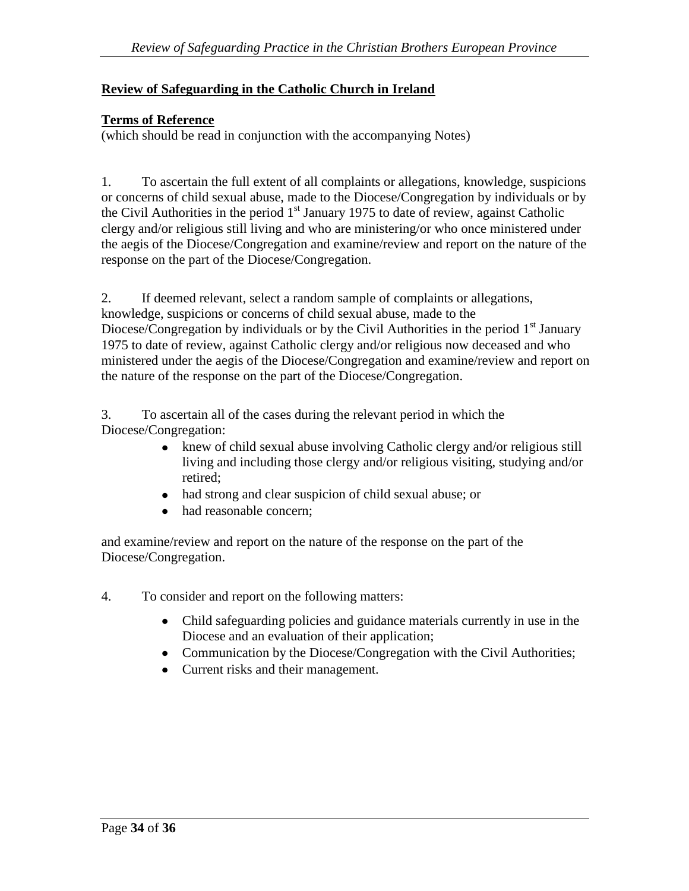**Review of Safeguarding in the Catholic Church in Ireland**

**Terms of Reference**

(which should be read in conjunction with the accompanying Notes)

1. To ascertain the full extent of all complaints or allegations, knowledge, suspicions or concerns of child sexual abuse, made to the Diocese/Congregation by individuals or by the Civil Authorities in the period 1st January 1975 to date of review, against Catholic clergy and/or religious still living and who are ministering/or who once ministered under the aegis of the Diocese/Congregation and examine/review and report on the nature of the response on the part of the Diocese/Congregation.

2. If deemed relevant, select a random sample of complaints or allegations, knowledge, suspicions or concerns of child sexual abuse, made to the Diocese/Congregation by individuals or by the Civil Authorities in the period 1st January 1975 to date of review, against Catholic clergy and/or religious now deceased and who ministered under the aegis of the Diocese/Congregation and examine/review and report on the nature of the response on the part of the Diocese/Congregation.

3. To ascertain all of the cases during the relevant period in which the Diocese/Congregation:

- knew of child sexual abuse involving Catholic clergy and/or religious still living and including those clergy and/or religious visiting, studying and/or retired;
- had strong and clear suspicion of child sexual abuse; or
- had reasonable concern;

and examine/review and report on the nature of the response on the part of the Diocese/Congregation.

4. To consider and report on the following matters:

- Child safeguarding policies and guidance materials currently in use in the Diocese and an evaluation of their application;
- Communication by the Diocese/Congregation with the Civil Authorities;
- Current risks and their management.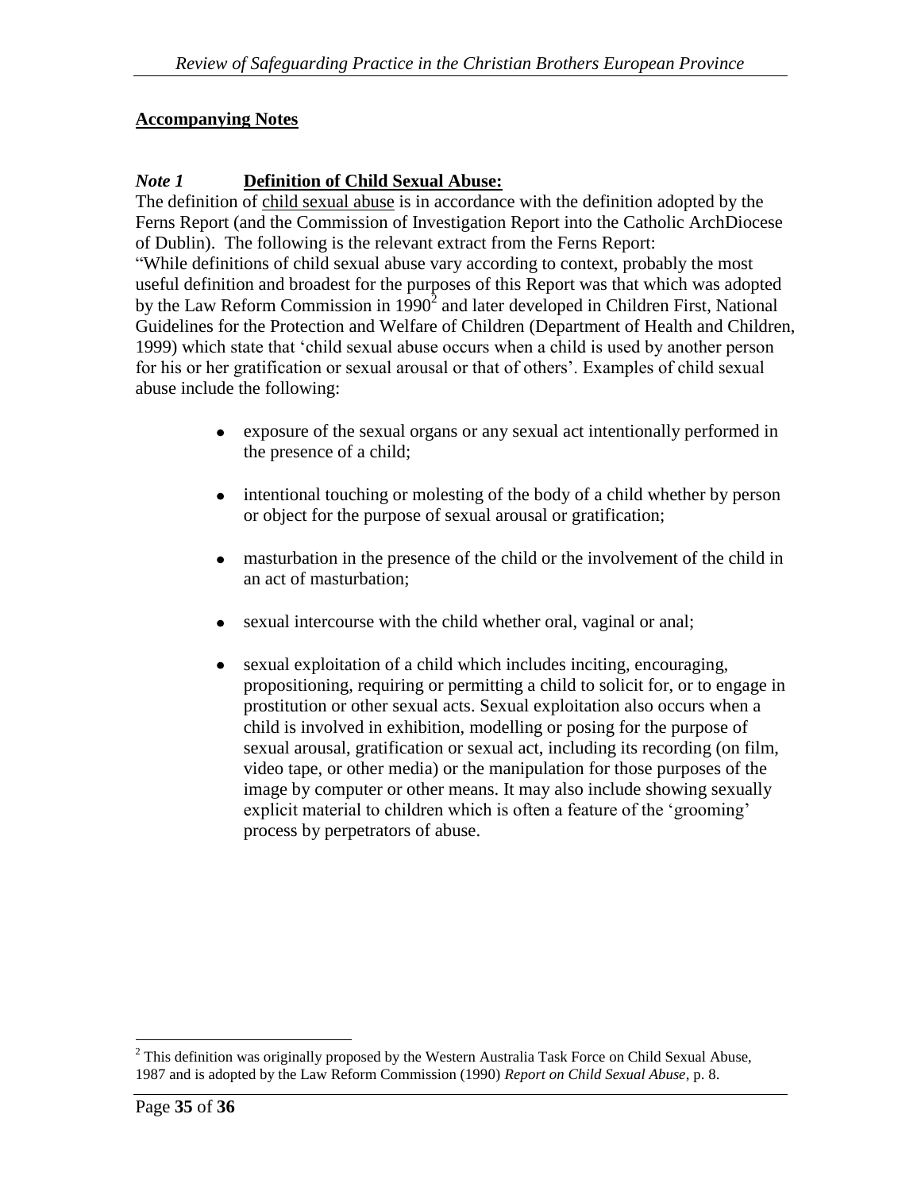## **Accompanying Notes**

### *Note 1* **Definition of Child Sexual Abuse:**

The definition of child sexual abuse is in accordance with the definition adopted by the Ferns Report (and the Commission of Investigation Report into the Catholic ArchDiocese of Dublin). The following is the relevant extract from the Ferns Report:

"While definitions of child sexual abuse vary according to context, probably the most useful definition and broadest for the purposes of this Report was that which was adopted by the Law Reform Commission in 1990[2] and later developed in Children First, National Guidelines for the Protection and Welfare of Children (Department of Health and Children, 1999) which state that 'child sexual abuse occurs when a child is used by another person for his or her gratification or sexual arousal or that of others'. Examples of child sexual abuse include the following:

- exposure of the sexual organs or any sexual act intentionally performed in the presence of a child;
- intentional touching or molesting of the body of a child whether by person or object for the purpose of sexual arousal or gratification;
- masturbation in the presence of the child or the involvement of the child in an act of masturbation;
- sexual intercourse with the child whether oral, vaginal or anal;
- sexual exploitation of a child which includes inciting, encouraging, propositioning, requiring or permitting a child to solicit for, or to engage in prostitution or other sexual acts. Sexual exploitation also occurs when a child is involved in exhibition, modelling or posing for the purpose of sexual arousal, gratification or sexual act, including its recording (on film, video tape, or other media) or the manipulation for those purposes of the image by computer or other means. It may also include showing sexually explicit material to children which is often a feature of the 'grooming' process by perpetrators of abuse.

[2] This definition was originally proposed by the Western Australia Task Force on Child Sexual Abuse, 1987 and is adopted by the Law Reform Commission (1990) *Report on Child Sexual Abuse*, p. 8.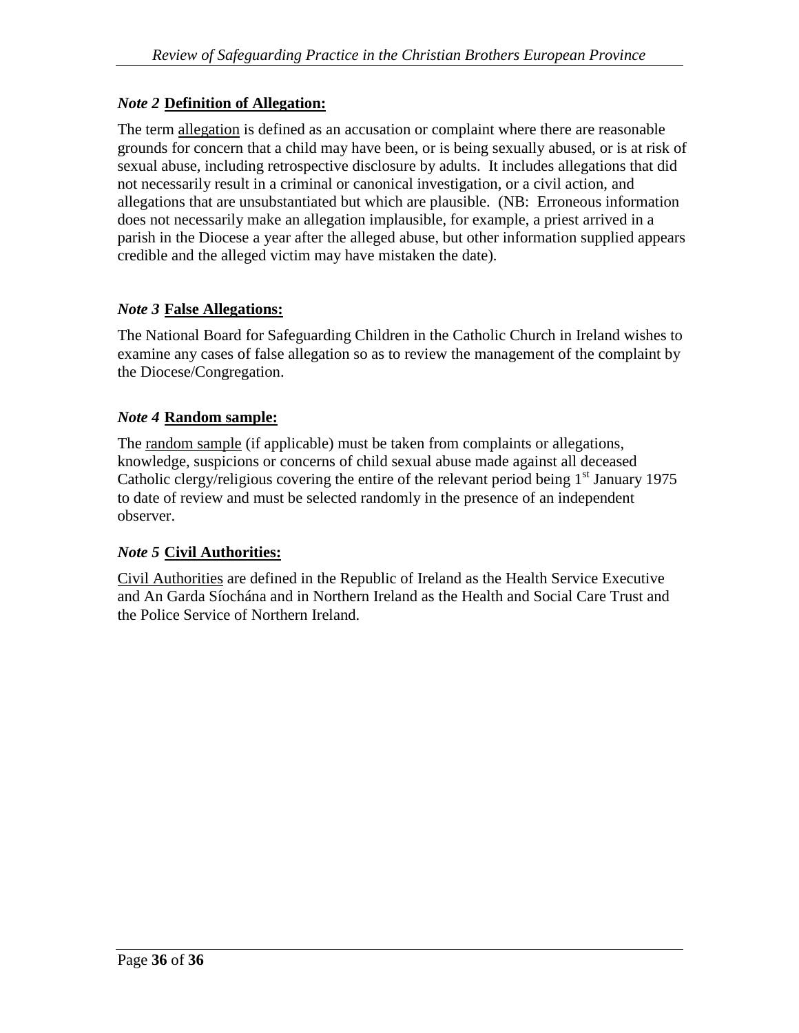*Note 2* **Definition of Allegation:**

The term allegation is defined as an accusation or complaint where there are reasonable grounds for concern that a child may have been, or is being sexually abused, or is at risk of sexual abuse, including retrospective disclosure by adults. It includes allegations that did not necessarily result in a criminal or canonical investigation, or a civil action, and allegations that are unsubstantiated but which are plausible. (NB: Erroneous information does not necessarily make an allegation implausible, for example, a priest arrived in a parish in the Diocese a year after the alleged abuse, but other information supplied appears credible and the alleged victim may have mistaken the date).

*Note 3* **False Allegations:**

The National Board for Safeguarding Children in the Catholic Church in Ireland wishes to examine any cases of false allegation so as to review the management of the complaint by the Diocese/Congregation.

*Note 4* **Random sample:**

The random sample (if applicable) must be taken from complaints or allegations, knowledge, suspicions or concerns of child sexual abuse made against all deceased Catholic clergy/religious covering the entire of the relevant period being 1st January 1975 to date of review and must be selected randomly in the presence of an independent observer.

*Note 5* **Civil Authorities:**

Civil Authorities are defined in the Republic of Ireland as the Health Service Executive and An Garda Síochána and in Northern Ireland as the Health and Social Care Trust and the Police Service of Northern Ireland.